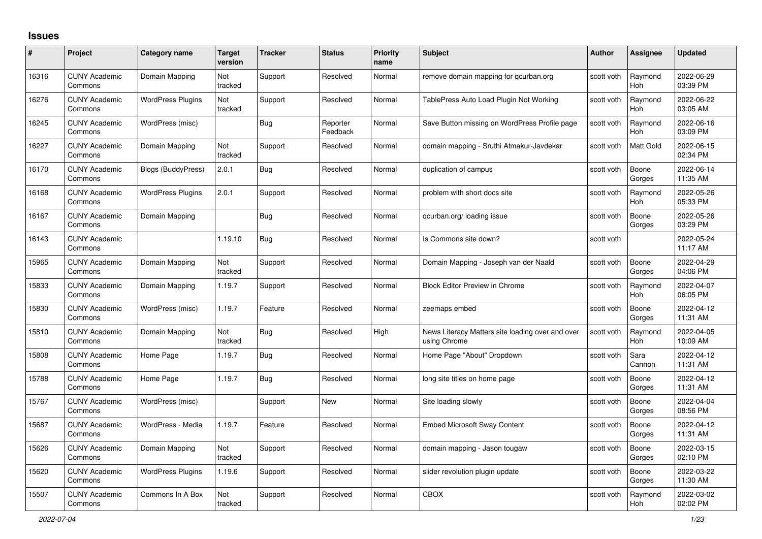## Issues

| # | Project | Category name | Target version | Tracker | Status | Priority name | Subject | Author | Assignee | Updated |
|---|---|---|---|---|---|---|---|---|---|---|
| 16316 | CUNY Academic Commons | Domain Mapping | Not tracked | Support | Resolved | Normal | remove domain mapping for qcurban.org | scott voth | Raymond Hoh | 2022-06-29 03:39 PM |
| 16276 | CUNY Academic Commons | WordPress Plugins | Not tracked | Support | Resolved | Normal | TablePress Auto Load Plugin Not Working | scott voth | Raymond Hoh | 2022-06-22 03:05 AM |
| 16245 | CUNY Academic Commons | WordPress (misc) | | Bug | Reporter Feedback | Normal | Save Button missing on WordPress Profile page | scott voth | Raymond Hoh | 2022-06-16 03:09 PM |
| 16227 | CUNY Academic Commons | Domain Mapping | Not tracked | Support | Resolved | Normal | domain mapping - Sruthi Atmakur-Javdekar | scott voth | Matt Gold | 2022-06-15 02:34 PM |
| 16170 | CUNY Academic Commons | Blogs (BuddyPress) | 2.0.1 | Bug | Resolved | Normal | duplication of campus | scott voth | Boone Gorges | 2022-06-14 11:35 AM |
| 16168 | CUNY Academic Commons | WordPress Plugins | 2.0.1 | Support | Resolved | Normal | problem with short docs site | scott voth | Raymond Hoh | 2022-05-26 05:33 PM |
| 16167 | CUNY Academic Commons | Domain Mapping | | Bug | Resolved | Normal | qcurban.org/ loading issue | scott voth | Boone Gorges | 2022-05-26 03:29 PM |
| 16143 | CUNY Academic Commons | | 1.19.10 | Bug | Resolved | Normal | Is Commons site down? | scott voth | | 2022-05-24 11:17 AM |
| 15965 | CUNY Academic Commons | Domain Mapping | Not tracked | Support | Resolved | Normal | Domain Mapping - Joseph van der Naald | scott voth | Boone Gorges | 2022-04-29 04:06 PM |
| 15833 | CUNY Academic Commons | Domain Mapping | 1.19.7 | Support | Resolved | Normal | Block Editor Preview in Chrome | scott voth | Raymond Hoh | 2022-04-07 06:05 PM |
| 15830 | CUNY Academic Commons | WordPress (misc) | 1.19.7 | Feature | Resolved | Normal | zeemaps embed | scott voth | Boone Gorges | 2022-04-12 11:31 AM |
| 15810 | CUNY Academic Commons | Domain Mapping | Not tracked | Bug | Resolved | High | News Literacy Matters site loading over and over using Chrome | scott voth | Raymond Hoh | 2022-04-05 10:09 AM |
| 15808 | CUNY Academic Commons | Home Page | 1.19.7 | Bug | Resolved | Normal | Home Page "About" Dropdown | scott voth | Sara Cannon | 2022-04-12 11:31 AM |
| 15788 | CUNY Academic Commons | Home Page | 1.19.7 | Bug | Resolved | Normal | long site titles on home page | scott voth | Boone Gorges | 2022-04-12 11:31 AM |
| 15767 | CUNY Academic Commons | WordPress (misc) | | Support | New | Normal | Site loading slowly | scott voth | Boone Gorges | 2022-04-04 08:56 PM |
| 15687 | CUNY Academic Commons | WordPress - Media | 1.19.7 | Feature | Resolved | Normal | Embed Microsoft Sway Content | scott voth | Boone Gorges | 2022-04-12 11:31 AM |
| 15626 | CUNY Academic Commons | Domain Mapping | Not tracked | Support | Resolved | Normal | domain mapping - Jason tougaw | scott voth | Boone Gorges | 2022-03-15 02:10 PM |
| 15620 | CUNY Academic Commons | WordPress Plugins | 1.19.6 | Support | Resolved | Normal | slider revolution plugin update | scott voth | Boone Gorges | 2022-03-22 11:30 AM |
| 15507 | CUNY Academic Commons | Commons In A Box | Not tracked | Support | Resolved | Normal | CBOX | scott voth | Raymond Hoh | 2022-03-02 02:02 PM |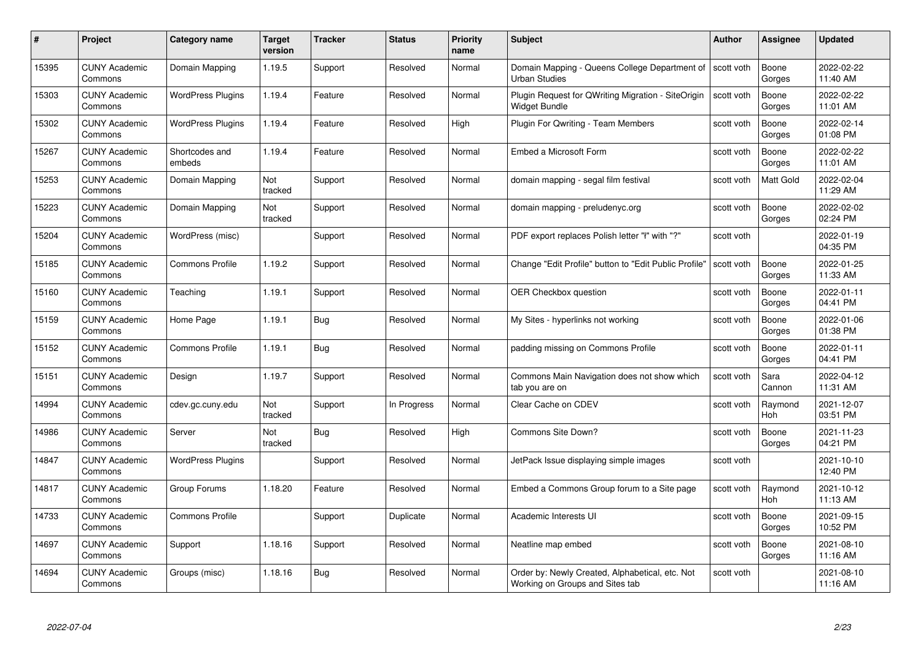| # | Project | Category name | Target version | Tracker | Status | Priority name | Subject | Author | Assignee | Updated |
|---|---|---|---|---|---|---|---|---|---|---|
| 15395 | CUNY Academic Commons | Domain Mapping | 1.19.5 | Support | Resolved | Normal | Domain Mapping - Queens College Department of Urban Studies | scott voth | Boone Gorges | 2022-02-22 11:40 AM |
| 15303 | CUNY Academic Commons | WordPress Plugins | 1.19.4 | Feature | Resolved | Normal | Plugin Request for QWriting Migration - SiteOrigin Widget Bundle | scott voth | Boone Gorges | 2022-02-22 11:01 AM |
| 15302 | CUNY Academic Commons | WordPress Plugins | 1.19.4 | Feature | Resolved | High | Plugin For Qwriting - Team Members | scott voth | Boone Gorges | 2022-02-14 01:08 PM |
| 15267 | CUNY Academic Commons | Shortcodes and embeds | 1.19.4 | Feature | Resolved | Normal | Embed a Microsoft Form | scott voth | Boone Gorges | 2022-02-22 11:01 AM |
| 15253 | CUNY Academic Commons | Domain Mapping | Not tracked | Support | Resolved | Normal | domain mapping - segal film festival | scott voth | Matt Gold | 2022-02-04 11:29 AM |
| 15223 | CUNY Academic Commons | Domain Mapping | Not tracked | Support | Resolved | Normal | domain mapping - preludenyc.org | scott voth | Boone Gorges | 2022-02-02 02:24 PM |
| 15204 | CUNY Academic Commons | WordPress (misc) | | Support | Resolved | Normal | PDF export replaces Polish letter "ł" with "?" | scott voth | | 2022-01-19 04:35 PM |
| 15185 | CUNY Academic Commons | Commons Profile | 1.19.2 | Support | Resolved | Normal | Change "Edit Profile" button to "Edit Public Profile" | scott voth | Boone Gorges | 2022-01-25 11:33 AM |
| 15160 | CUNY Academic Commons | Teaching | 1.19.1 | Support | Resolved | Normal | OER Checkbox question | scott voth | Boone Gorges | 2022-01-11 04:41 PM |
| 15159 | CUNY Academic Commons | Home Page | 1.19.1 | Bug | Resolved | Normal | My Sites - hyperlinks not working | scott voth | Boone Gorges | 2022-01-06 01:38 PM |
| 15152 | CUNY Academic Commons | Commons Profile | 1.19.1 | Bug | Resolved | Normal | padding missing on Commons Profile | scott voth | Boone Gorges | 2022-01-11 04:41 PM |
| 15151 | CUNY Academic Commons | Design | 1.19.7 | Support | Resolved | Normal | Commons Main Navigation does not show which tab you are on | scott voth | Sara Cannon | 2022-04-12 11:31 AM |
| 14994 | CUNY Academic Commons | cdev.gc.cuny.edu | Not tracked | Support | In Progress | Normal | Clear Cache on CDEV | scott voth | Raymond Hoh | 2021-12-07 03:51 PM |
| 14986 | CUNY Academic Commons | Server | Not tracked | Bug | Resolved | High | Commons Site Down? | scott voth | Boone Gorges | 2021-11-23 04:21 PM |
| 14847 | CUNY Academic Commons | WordPress Plugins | | Support | Resolved | Normal | JetPack Issue displaying simple images | scott voth | | 2021-10-10 12:40 PM |
| 14817 | CUNY Academic Commons | Group Forums | 1.18.20 | Feature | Resolved | Normal | Embed a Commons Group forum to a Site page | scott voth | Raymond Hoh | 2021-10-12 11:13 AM |
| 14733 | CUNY Academic Commons | Commons Profile | | Support | Duplicate | Normal | Academic Interests UI | scott voth | Boone Gorges | 2021-09-15 10:52 PM |
| 14697 | CUNY Academic Commons | Support | 1.18.16 | Support | Resolved | Normal | Neatline map embed | scott voth | Boone Gorges | 2021-08-10 11:16 AM |
| 14694 | CUNY Academic Commons | Groups (misc) | 1.18.16 | Bug | Resolved | Normal | Order by: Newly Created, Alphabetical, etc. Not Working on Groups and Sites tab | scott voth | | 2021-08-10 11:16 AM |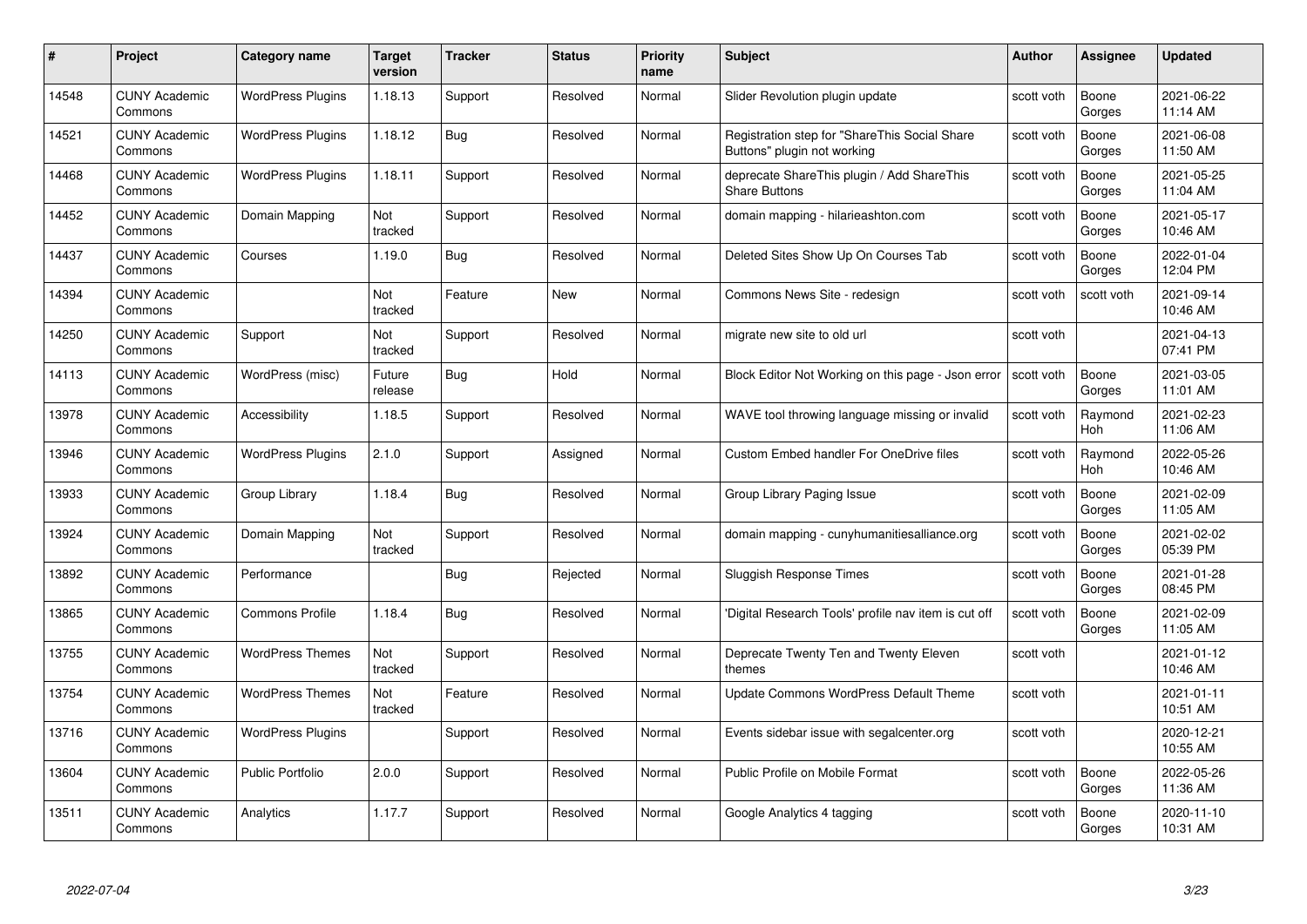| # | Project | Category name | Target version | Tracker | Status | Priority name | Subject | Author | Assignee | Updated |
|---|---|---|---|---|---|---|---|---|---|---|
| 14548 | CUNY Academic Commons | WordPress Plugins | 1.18.13 | Support | Resolved | Normal | Slider Revolution plugin update | scott voth | Boone Gorges | 2021-06-22 11:14 AM |
| 14521 | CUNY Academic Commons | WordPress Plugins | 1.18.12 | Bug | Resolved | Normal | Registration step for "ShareThis Social Share Buttons" plugin not working | scott voth | Boone Gorges | 2021-06-08 11:50 AM |
| 14468 | CUNY Academic Commons | WordPress Plugins | 1.18.11 | Support | Resolved | Normal | deprecate ShareThis plugin / Add ShareThis Share Buttons | scott voth | Boone Gorges | 2021-05-25 11:04 AM |
| 14452 | CUNY Academic Commons | Domain Mapping | Not tracked | Support | Resolved | Normal | domain mapping - hilarieashton.com | scott voth | Boone Gorges | 2021-05-17 10:46 AM |
| 14437 | CUNY Academic Commons | Courses | 1.19.0 | Bug | Resolved | Normal | Deleted Sites Show Up On Courses Tab | scott voth | Boone Gorges | 2022-01-04 12:04 PM |
| 14394 | CUNY Academic Commons | | Not tracked | Feature | New | Normal | Commons News Site - redesign | scott voth | scott voth | 2021-09-14 10:46 AM |
| 14250 | CUNY Academic Commons | Support | Not tracked | Support | Resolved | Normal | migrate new site to old url | scott voth | | 2021-04-13 07:41 PM |
| 14113 | CUNY Academic Commons | WordPress (misc) | Future release | Bug | Hold | Normal | Block Editor Not Working on this page - Json error | scott voth | Boone Gorges | 2021-03-05 11:01 AM |
| 13978 | CUNY Academic Commons | Accessibility | 1.18.5 | Support | Resolved | Normal | WAVE tool throwing language missing or invalid | scott voth | Raymond Hoh | 2021-02-23 11:06 AM |
| 13946 | CUNY Academic Commons | WordPress Plugins | 2.1.0 | Support | Assigned | Normal | Custom Embed handler For OneDrive files | scott voth | Raymond Hoh | 2022-05-26 10:46 AM |
| 13933 | CUNY Academic Commons | Group Library | 1.18.4 | Bug | Resolved | Normal | Group Library Paging Issue | scott voth | Boone Gorges | 2021-02-09 11:05 AM |
| 13924 | CUNY Academic Commons | Domain Mapping | Not tracked | Support | Resolved | Normal | domain mapping - cunyhumanitiesalliance.org | scott voth | Boone Gorges | 2021-02-02 05:39 PM |
| 13892 | CUNY Academic Commons | Performance | | Bug | Rejected | Normal | Sluggish Response Times | scott voth | Boone Gorges | 2021-01-28 08:45 PM |
| 13865 | CUNY Academic Commons | Commons Profile | 1.18.4 | Bug | Resolved | Normal | 'Digital Research Tools' profile nav item is cut off | scott voth | Boone Gorges | 2021-02-09 11:05 AM |
| 13755 | CUNY Academic Commons | WordPress Themes | Not tracked | Support | Resolved | Normal | Deprecate Twenty Ten and Twenty Eleven themes | scott voth | | 2021-01-12 10:46 AM |
| 13754 | CUNY Academic Commons | WordPress Themes | Not tracked | Feature | Resolved | Normal | Update Commons WordPress Default Theme | scott voth | | 2021-01-11 10:51 AM |
| 13716 | CUNY Academic Commons | WordPress Plugins | | Support | Resolved | Normal | Events sidebar issue with segalcenter.org | scott voth | | 2020-12-21 10:55 AM |
| 13604 | CUNY Academic Commons | Public Portfolio | 2.0.0 | Support | Resolved | Normal | Public Profile on Mobile Format | scott voth | Boone Gorges | 2022-05-26 11:36 AM |
| 13511 | CUNY Academic Commons | Analytics | 1.17.7 | Support | Resolved | Normal | Google Analytics 4 tagging | scott voth | Boone Gorges | 2020-11-10 10:31 AM |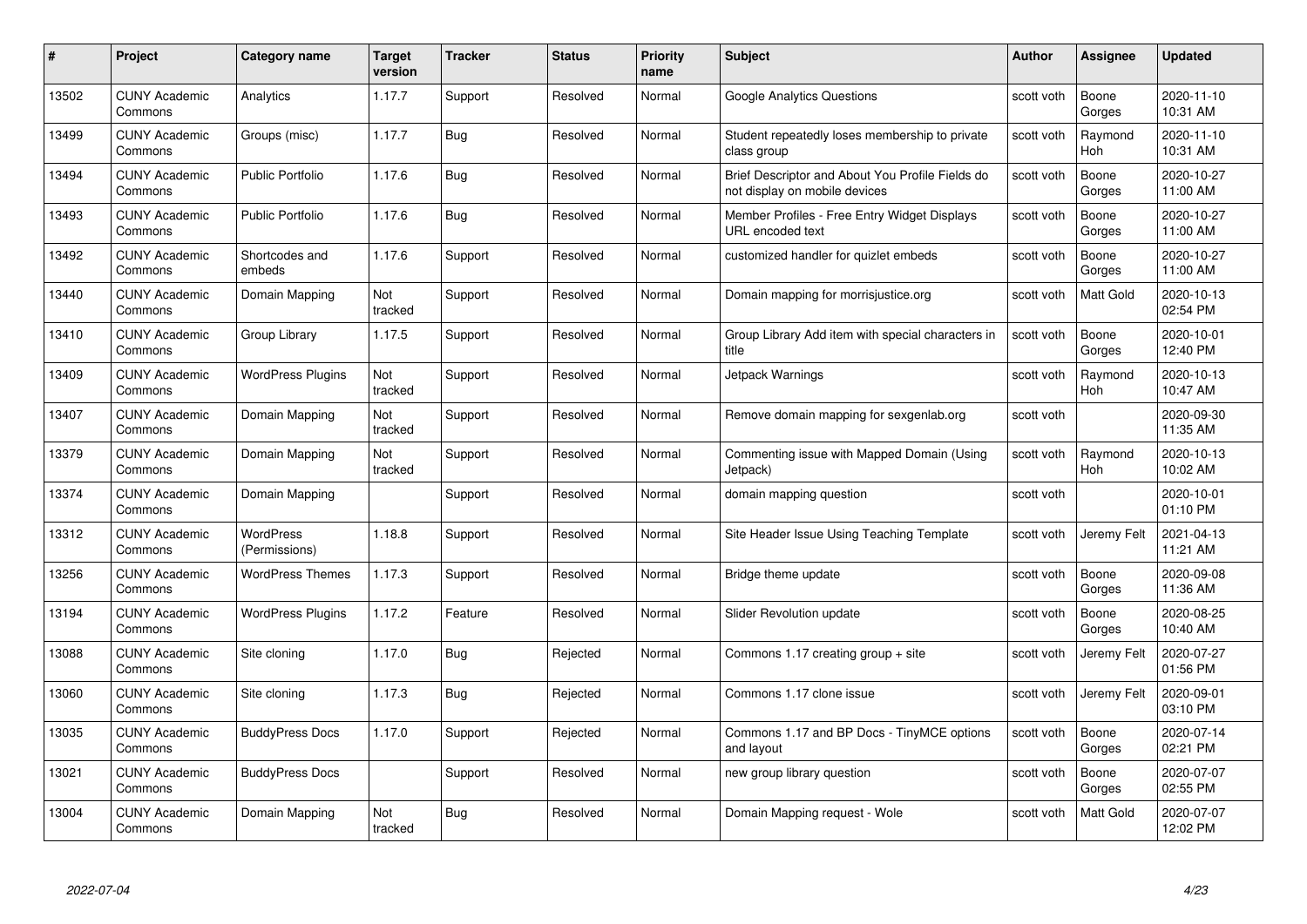| # | Project | Category name | Target version | Tracker | Status | Priority name | Subject | Author | Assignee | Updated |
|---|---|---|---|---|---|---|---|---|---|---|
| 13502 | CUNY Academic Commons | Analytics | 1.17.7 | Support | Resolved | Normal | Google Analytics Questions | scott voth | Boone Gorges | 2020-11-10 10:31 AM |
| 13499 | CUNY Academic Commons | Groups (misc) | 1.17.7 | Bug | Resolved | Normal | Student repeatedly loses membership to private class group | scott voth | Raymond Hoh | 2020-11-10 10:31 AM |
| 13494 | CUNY Academic Commons | Public Portfolio | 1.17.6 | Bug | Resolved | Normal | Brief Descriptor and About You Profile Fields do not display on mobile devices | scott voth | Boone Gorges | 2020-10-27 11:00 AM |
| 13493 | CUNY Academic Commons | Public Portfolio | 1.17.6 | Bug | Resolved | Normal | Member Profiles - Free Entry Widget Displays URL encoded text | scott voth | Boone Gorges | 2020-10-27 11:00 AM |
| 13492 | CUNY Academic Commons | Shortcodes and embeds | 1.17.6 | Support | Resolved | Normal | customized handler for quizlet embeds | scott voth | Boone Gorges | 2020-10-27 11:00 AM |
| 13440 | CUNY Academic Commons | Domain Mapping | Not tracked | Support | Resolved | Normal | Domain mapping for morrisjustice.org | scott voth | Matt Gold | 2020-10-13 02:54 PM |
| 13410 | CUNY Academic Commons | Group Library | 1.17.5 | Support | Resolved | Normal | Group Library Add item with special characters in title | scott voth | Boone Gorges | 2020-10-01 12:40 PM |
| 13409 | CUNY Academic Commons | WordPress Plugins | Not tracked | Support | Resolved | Normal | Jetpack Warnings | scott voth | Raymond Hoh | 2020-10-13 10:47 AM |
| 13407 | CUNY Academic Commons | Domain Mapping | Not tracked | Support | Resolved | Normal | Remove domain mapping for sexgenlab.org | scott voth | | 2020-09-30 11:35 AM |
| 13379 | CUNY Academic Commons | Domain Mapping | Not tracked | Support | Resolved | Normal | Commenting issue with Mapped Domain (Using Jetpack) | scott voth | Raymond Hoh | 2020-10-13 10:02 AM |
| 13374 | CUNY Academic Commons | Domain Mapping | | Support | Resolved | Normal | domain mapping question | scott voth | | 2020-10-01 01:10 PM |
| 13312 | CUNY Academic Commons | WordPress (Permissions) | 1.18.8 | Support | Resolved | Normal | Site Header Issue Using Teaching Template | scott voth | Jeremy Felt | 2021-04-13 11:21 AM |
| 13256 | CUNY Academic Commons | WordPress Themes | 1.17.3 | Support | Resolved | Normal | Bridge theme update | scott voth | Boone Gorges | 2020-09-08 11:36 AM |
| 13194 | CUNY Academic Commons | WordPress Plugins | 1.17.2 | Feature | Resolved | Normal | Slider Revolution update | scott voth | Boone Gorges | 2020-08-25 10:40 AM |
| 13088 | CUNY Academic Commons | Site cloning | 1.17.0 | Bug | Rejected | Normal | Commons 1.17 creating group + site | scott voth | Jeremy Felt | 2020-07-27 01:56 PM |
| 13060 | CUNY Academic Commons | Site cloning | 1.17.3 | Bug | Rejected | Normal | Commons 1.17 clone issue | scott voth | Jeremy Felt | 2020-09-01 03:10 PM |
| 13035 | CUNY Academic Commons | BuddyPress Docs | 1.17.0 | Support | Rejected | Normal | Commons 1.17 and BP Docs - TinyMCE options and layout | scott voth | Boone Gorges | 2020-07-14 02:21 PM |
| 13021 | CUNY Academic Commons | BuddyPress Docs | | Support | Resolved | Normal | new group library question | scott voth | Boone Gorges | 2020-07-07 02:55 PM |
| 13004 | CUNY Academic Commons | Domain Mapping | Not tracked | Bug | Resolved | Normal | Domain Mapping request - Wole | scott voth | Matt Gold | 2020-07-07 12:02 PM |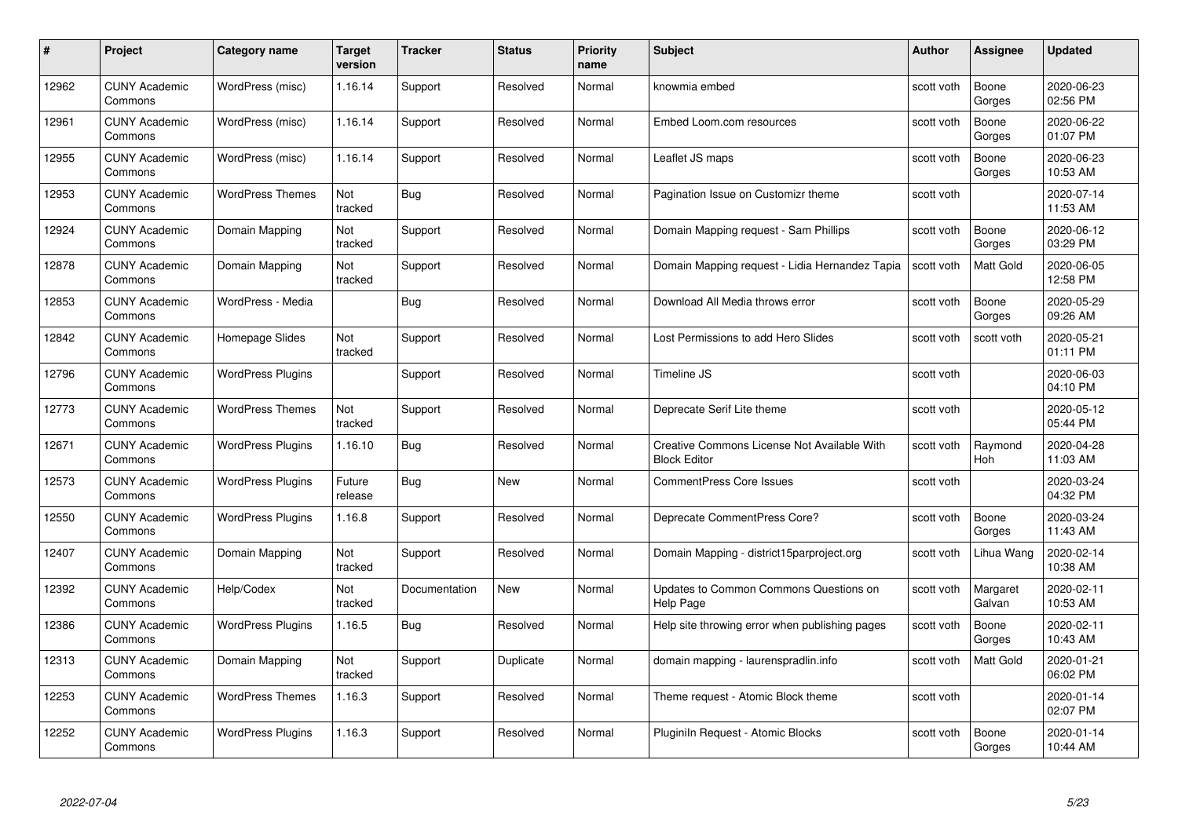| # | Project | Category name | Target version | Tracker | Status | Priority name | Subject | Author | Assignee | Updated |
|---|---|---|---|---|---|---|---|---|---|---|
| 12962 | CUNY Academic Commons | WordPress (misc) | 1.16.14 | Support | Resolved | Normal | knowmia embed | scott voth | Boone Gorges | 2020-06-23 02:56 PM |
| 12961 | CUNY Academic Commons | WordPress (misc) | 1.16.14 | Support | Resolved | Normal | Embed Loom.com resources | scott voth | Boone Gorges | 2020-06-22 01:07 PM |
| 12955 | CUNY Academic Commons | WordPress (misc) | 1.16.14 | Support | Resolved | Normal | Leaflet JS maps | scott voth | Boone Gorges | 2020-06-23 10:53 AM |
| 12953 | CUNY Academic Commons | WordPress Themes | Not tracked | Bug | Resolved | Normal | Pagination Issue on Customizr theme | scott voth | | 2020-07-14 11:53 AM |
| 12924 | CUNY Academic Commons | Domain Mapping | Not tracked | Support | Resolved | Normal | Domain Mapping request - Sam Phillips | scott voth | Boone Gorges | 2020-06-12 03:29 PM |
| 12878 | CUNY Academic Commons | Domain Mapping | Not tracked | Support | Resolved | Normal | Domain Mapping request - Lidia Hernandez Tapia | scott voth | Matt Gold | 2020-06-05 12:58 PM |
| 12853 | CUNY Academic Commons | WordPress - Media | | Bug | Resolved | Normal | Download All Media throws error | scott voth | Boone Gorges | 2020-05-29 09:26 AM |
| 12842 | CUNY Academic Commons | Homepage Slides | Not tracked | Support | Resolved | Normal | Lost Permissions to add Hero Slides | scott voth | scott voth | 2020-05-21 01:11 PM |
| 12796 | CUNY Academic Commons | WordPress Plugins | | Support | Resolved | Normal | Timeline JS | scott voth | | 2020-06-03 04:10 PM |
| 12773 | CUNY Academic Commons | WordPress Themes | Not tracked | Support | Resolved | Normal | Deprecate Serif Lite theme | scott voth | | 2020-05-12 05:44 PM |
| 12671 | CUNY Academic Commons | WordPress Plugins | 1.16.10 | Bug | Resolved | Normal | Creative Commons License Not Available With Block Editor | scott voth | Raymond Hoh | 2020-04-28 11:03 AM |
| 12573 | CUNY Academic Commons | WordPress Plugins | Future release | Bug | New | Normal | CommentPress Core Issues | scott voth | | 2020-03-24 04:32 PM |
| 12550 | CUNY Academic Commons | WordPress Plugins | 1.16.8 | Support | Resolved | Normal | Deprecate CommentPress Core? | scott voth | Boone Gorges | 2020-03-24 11:43 AM |
| 12407 | CUNY Academic Commons | Domain Mapping | Not tracked | Support | Resolved | Normal | Domain Mapping - district15parproject.org | scott voth | Lihua Wang | 2020-02-14 10:38 AM |
| 12392 | CUNY Academic Commons | Help/Codex | Not tracked | Documentation | New | Normal | Updates to Common Commons Questions on Help Page | scott voth | Margaret Galvan | 2020-02-11 10:53 AM |
| 12386 | CUNY Academic Commons | WordPress Plugins | 1.16.5 | Bug | Resolved | Normal | Help site throwing error when publishing pages | scott voth | Boone Gorges | 2020-02-11 10:43 AM |
| 12313 | CUNY Academic Commons | Domain Mapping | Not tracked | Support | Duplicate | Normal | domain mapping - laurenspradlin.info | scott voth | Matt Gold | 2020-01-21 06:02 PM |
| 12253 | CUNY Academic Commons | WordPress Themes | 1.16.3 | Support | Resolved | Normal | Theme request - Atomic Block theme | scott voth | | 2020-01-14 02:07 PM |
| 12252 | CUNY Academic Commons | WordPress Plugins | 1.16.3 | Support | Resolved | Normal | Pluginln Request - Atomic Blocks | scott voth | Boone Gorges | 2020-01-14 10:44 AM |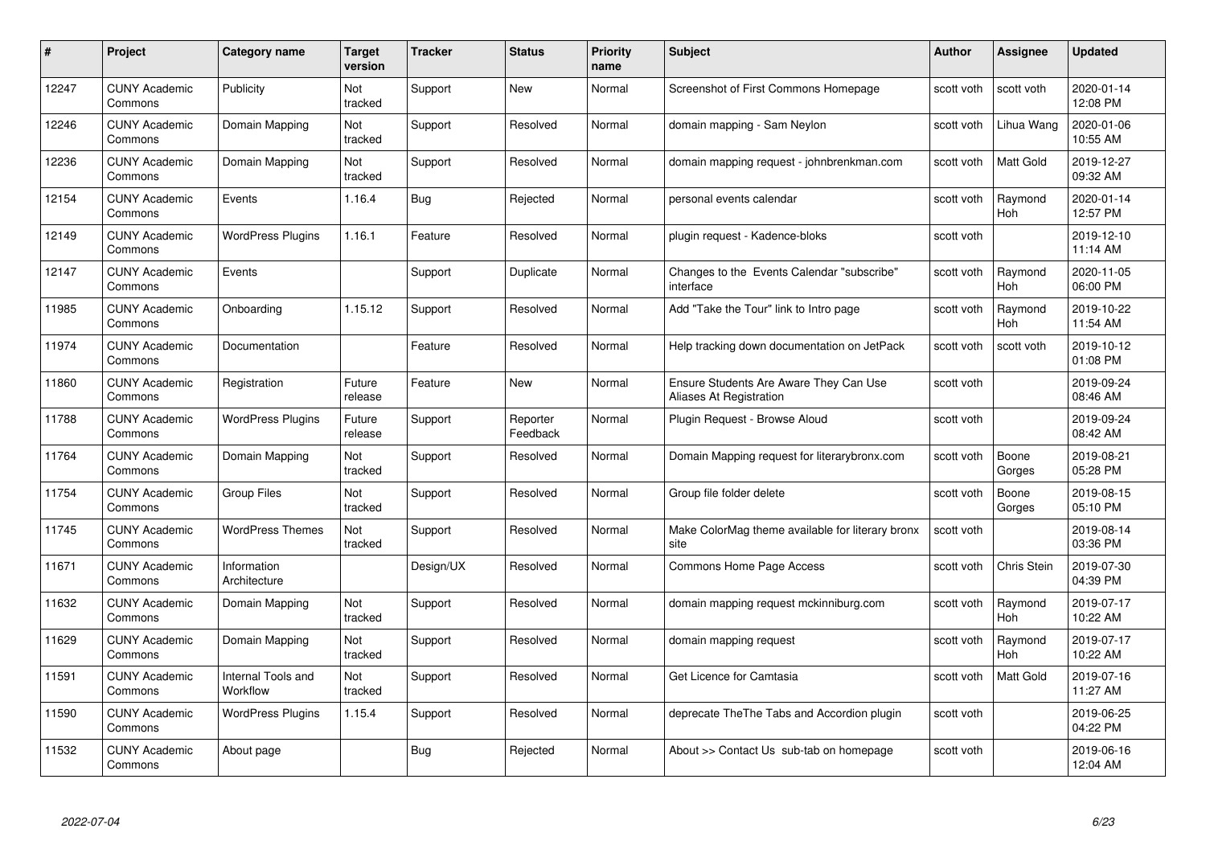| # | Project | Category name | Target version | Tracker | Status | Priority name | Subject | Author | Assignee | Updated |
|---|---|---|---|---|---|---|---|---|---|---|
| 12247 | CUNY Academic Commons | Publicity | Not tracked | Support | New | Normal | Screenshot of First Commons Homepage | scott voth | scott voth | 2020-01-14 12:08 PM |
| 12246 | CUNY Academic Commons | Domain Mapping | Not tracked | Support | Resolved | Normal | domain mapping - Sam Neylon | scott voth | Lihua Wang | 2020-01-06 10:55 AM |
| 12236 | CUNY Academic Commons | Domain Mapping | Not tracked | Support | Resolved | Normal | domain mapping request - johnbrenkman.com | scott voth | Matt Gold | 2019-12-27 09:32 AM |
| 12154 | CUNY Academic Commons | Events | 1.16.4 | Bug | Rejected | Normal | personal events calendar | scott voth | Raymond Hoh | 2020-01-14 12:57 PM |
| 12149 | CUNY Academic Commons | WordPress Plugins | 1.16.1 | Feature | Resolved | Normal | plugin request - Kadence-bloks | scott voth | | 2019-12-10 11:14 AM |
| 12147 | CUNY Academic Commons | Events | | Support | Duplicate | Normal | Changes to the Events Calendar "subscribe" interface | scott voth | Raymond Hoh | 2020-11-05 06:00 PM |
| 11985 | CUNY Academic Commons | Onboarding | 1.15.12 | Support | Resolved | Normal | Add "Take the Tour" link to Intro page | scott voth | Raymond Hoh | 2019-10-22 11:54 AM |
| 11974 | CUNY Academic Commons | Documentation | | Feature | Resolved | Normal | Help tracking down documentation on JetPack | scott voth | scott voth | 2019-10-12 01:08 PM |
| 11860 | CUNY Academic Commons | Registration | Future release | Feature | New | Normal | Ensure Students Are Aware They Can Use Aliases At Registration | scott voth | | 2019-09-24 08:46 AM |
| 11788 | CUNY Academic Commons | WordPress Plugins | Future release | Support | Reporter Feedback | Normal | Plugin Request - Browse Aloud | scott voth | | 2019-09-24 08:42 AM |
| 11764 | CUNY Academic Commons | Domain Mapping | Not tracked | Support | Resolved | Normal | Domain Mapping request for literarybronx.com | scott voth | Boone Gorges | 2019-08-21 05:28 PM |
| 11754 | CUNY Academic Commons | Group Files | Not tracked | Support | Resolved | Normal | Group file folder delete | scott voth | Boone Gorges | 2019-08-15 05:10 PM |
| 11745 | CUNY Academic Commons | WordPress Themes | Not tracked | Support | Resolved | Normal | Make ColorMag theme available for literary bronx site | scott voth | | 2019-08-14 03:36 PM |
| 11671 | CUNY Academic Commons | Information Architecture | | Design/UX | Resolved | Normal | Commons Home Page Access | scott voth | Chris Stein | 2019-07-30 04:39 PM |
| 11632 | CUNY Academic Commons | Domain Mapping | Not tracked | Support | Resolved | Normal | domain mapping request mckinniburg.com | scott voth | Raymond Hoh | 2019-07-17 10:22 AM |
| 11629 | CUNY Academic Commons | Domain Mapping | Not tracked | Support | Resolved | Normal | domain mapping request | scott voth | Raymond Hoh | 2019-07-17 10:22 AM |
| 11591 | CUNY Academic Commons | Internal Tools and Workflow | Not tracked | Support | Resolved | Normal | Get Licence for Camtasia | scott voth | Matt Gold | 2019-07-16 11:27 AM |
| 11590 | CUNY Academic Commons | WordPress Plugins | 1.15.4 | Support | Resolved | Normal | deprecate TheThe Tabs and Accordion plugin | scott voth | | 2019-06-25 04:22 PM |
| 11532 | CUNY Academic Commons | About page | | Bug | Rejected | Normal | About >> Contact Us sub-tab on homepage | scott voth | | 2019-06-16 12:04 AM |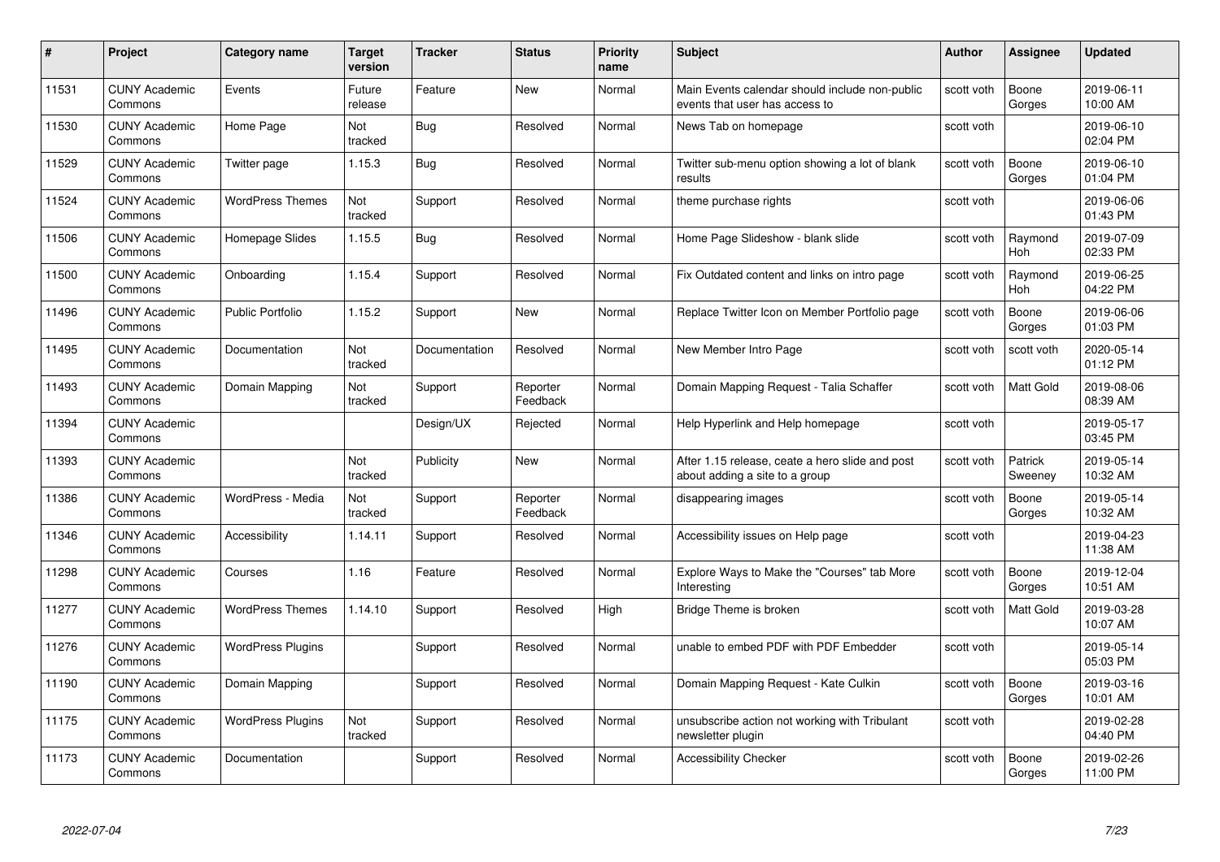| # | Project | Category name | Target version | Tracker | Status | Priority name | Subject | Author | Assignee | Updated |
|---|---|---|---|---|---|---|---|---|---|---|
| 11531 | CUNY Academic Commons | Events | Future release | Feature | New | Normal | Main Events calendar should include non-public events that user has access to | scott voth | Boone Gorges | 2019-06-11 10:00 AM |
| 11530 | CUNY Academic Commons | Home Page | Not tracked | Bug | Resolved | Normal | News Tab on homepage | scott voth | | 2019-06-10 02:04 PM |
| 11529 | CUNY Academic Commons | Twitter page | 1.15.3 | Bug | Resolved | Normal | Twitter sub-menu option showing a lot of blank results | scott voth | Boone Gorges | 2019-06-10 01:04 PM |
| 11524 | CUNY Academic Commons | WordPress Themes | Not tracked | Support | Resolved | Normal | theme purchase rights | scott voth | | 2019-06-06 01:43 PM |
| 11506 | CUNY Academic Commons | Homepage Slides | 1.15.5 | Bug | Resolved | Normal | Home Page Slideshow - blank slide | scott voth | Raymond Hoh | 2019-07-09 02:33 PM |
| 11500 | CUNY Academic Commons | Onboarding | 1.15.4 | Support | Resolved | Normal | Fix Outdated content and links on intro page | scott voth | Raymond Hoh | 2019-06-25 04:22 PM |
| 11496 | CUNY Academic Commons | Public Portfolio | 1.15.2 | Support | New | Normal | Replace Twitter Icon on Member Portfolio page | scott voth | Boone Gorges | 2019-06-06 01:03 PM |
| 11495 | CUNY Academic Commons | Documentation | Not tracked | Documentation | Resolved | Normal | New Member Intro Page | scott voth | scott voth | 2020-05-14 01:12 PM |
| 11493 | CUNY Academic Commons | Domain Mapping | Not tracked | Support | Reporter Feedback | Normal | Domain Mapping Request - Talia Schaffer | scott voth | Matt Gold | 2019-08-06 08:39 AM |
| 11394 | CUNY Academic Commons | | | Design/UX | Rejected | Normal | Help Hyperlink and Help homepage | scott voth | | 2019-05-17 03:45 PM |
| 11393 | CUNY Academic Commons | | Not tracked | Publicity | New | Normal | After 1.15 release, ceate a hero slide and post about adding a site to a group | scott voth | Patrick Sweeney | 2019-05-14 10:32 AM |
| 11386 | CUNY Academic Commons | WordPress - Media | Not tracked | Support | Reporter Feedback | Normal | disappearing images | scott voth | Boone Gorges | 2019-05-14 10:32 AM |
| 11346 | CUNY Academic Commons | Accessibility | 1.14.11 | Support | Resolved | Normal | Accessibility issues on Help page | scott voth | | 2019-04-23 11:38 AM |
| 11298 | CUNY Academic Commons | Courses | 1.16 | Feature | Resolved | Normal | Explore Ways to Make the "Courses" tab More Interesting | scott voth | Boone Gorges | 2019-12-04 10:51 AM |
| 11277 | CUNY Academic Commons | WordPress Themes | 1.14.10 | Support | Resolved | High | Bridge Theme is broken | scott voth | Matt Gold | 2019-03-28 10:07 AM |
| 11276 | CUNY Academic Commons | WordPress Plugins | | Support | Resolved | Normal | unable to embed PDF with PDF Embedder | scott voth | | 2019-05-14 05:03 PM |
| 11190 | CUNY Academic Commons | Domain Mapping | | Support | Resolved | Normal | Domain Mapping Request - Kate Culkin | scott voth | Boone Gorges | 2019-03-16 10:01 AM |
| 11175 | CUNY Academic Commons | WordPress Plugins | Not tracked | Support | Resolved | Normal | unsubscribe action not working with Tribulant newsletter plugin | scott voth | | 2019-02-28 04:40 PM |
| 11173 | CUNY Academic Commons | Documentation | | Support | Resolved | Normal | Accessibility Checker | scott voth | Boone Gorges | 2019-02-26 11:00 PM |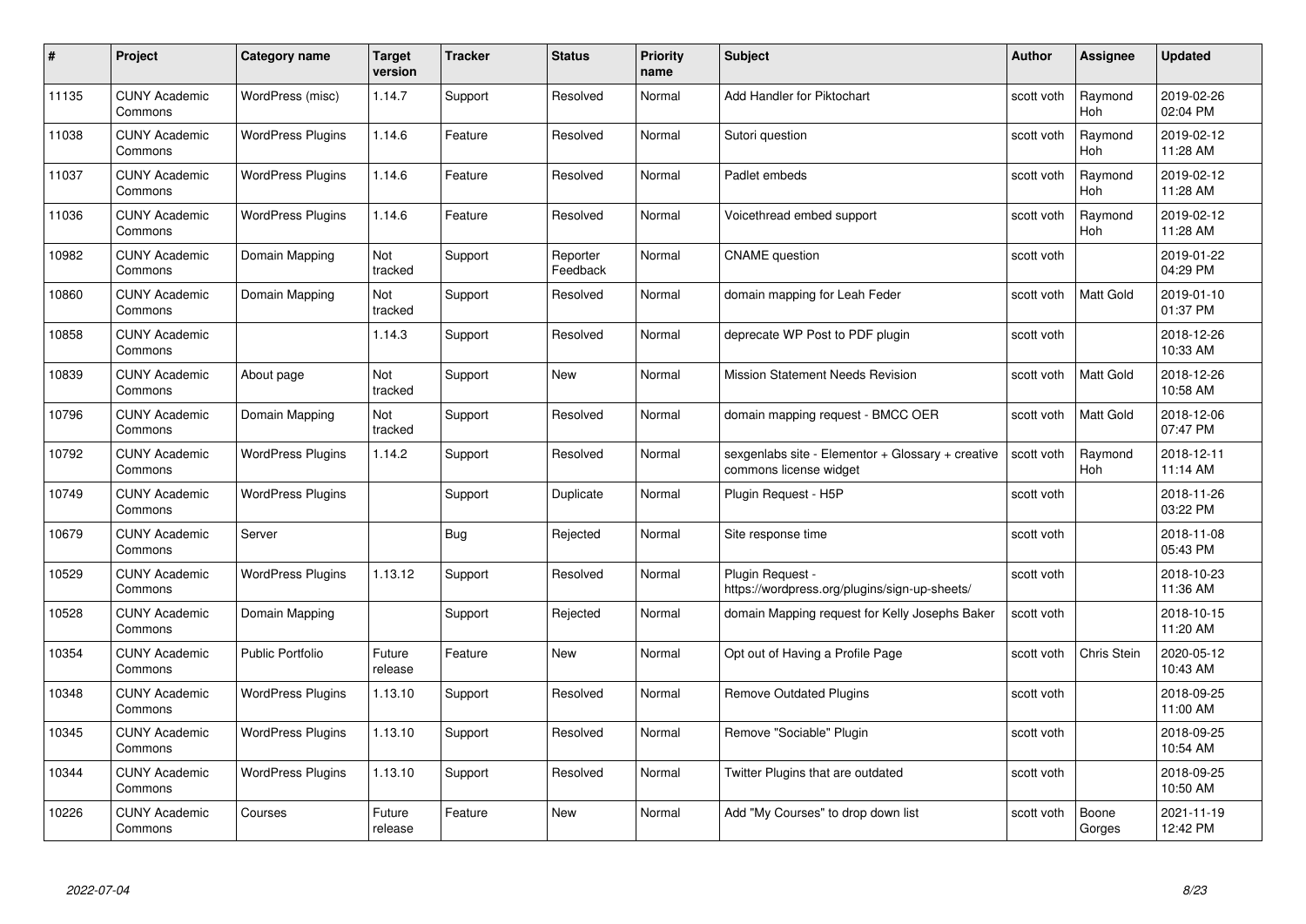| # | Project | Category name | Target version | Tracker | Status | Priority name | Subject | Author | Assignee | Updated |
|---|---|---|---|---|---|---|---|---|---|---|
| 11135 | CUNY Academic Commons | WordPress (misc) | 1.14.7 | Support | Resolved | Normal | Add Handler for Piktochart | scott voth | Raymond Hoh | 2019-02-26 02:04 PM |
| 11038 | CUNY Academic Commons | WordPress Plugins | 1.14.6 | Feature | Resolved | Normal | Sutori question | scott voth | Raymond Hoh | 2019-02-12 11:28 AM |
| 11037 | CUNY Academic Commons | WordPress Plugins | 1.14.6 | Feature | Resolved | Normal | Padlet embeds | scott voth | Raymond Hoh | 2019-02-12 11:28 AM |
| 11036 | CUNY Academic Commons | WordPress Plugins | 1.14.6 | Feature | Resolved | Normal | Voicethread embed support | scott voth | Raymond Hoh | 2019-02-12 11:28 AM |
| 10982 | CUNY Academic Commons | Domain Mapping | Not tracked | Support | Reporter Feedback | Normal | CNAME question | scott voth | | 2019-01-22 04:29 PM |
| 10860 | CUNY Academic Commons | Domain Mapping | Not tracked | Support | Resolved | Normal | domain mapping for Leah Feder | scott voth | Matt Gold | 2019-01-10 01:37 PM |
| 10858 | CUNY Academic Commons | | 1.14.3 | Support | Resolved | Normal | deprecate WP Post to PDF plugin | scott voth | | 2018-12-26 10:33 AM |
| 10839 | CUNY Academic Commons | About page | Not tracked | Support | New | Normal | Mission Statement Needs Revision | scott voth | Matt Gold | 2018-12-26 10:58 AM |
| 10796 | CUNY Academic Commons | Domain Mapping | Not tracked | Support | Resolved | Normal | domain mapping request - BMCC OER | scott voth | Matt Gold | 2018-12-06 07:47 PM |
| 10792 | CUNY Academic Commons | WordPress Plugins | 1.14.2 | Support | Resolved | Normal | sexgenlabs site - Elementor + Glossary + creative commons license widget | scott voth | Raymond Hoh | 2018-12-11 11:14 AM |
| 10749 | CUNY Academic Commons | WordPress Plugins | | Support | Duplicate | Normal | Plugin Request - H5P | scott voth | | 2018-11-26 03:22 PM |
| 10679 | CUNY Academic Commons | Server | | Bug | Rejected | Normal | Site response time | scott voth | | 2018-11-08 05:43 PM |
| 10529 | CUNY Academic Commons | WordPress Plugins | 1.13.12 | Support | Resolved | Normal | Plugin Request - https://wordpress.org/plugins/sign-up-sheets/ | scott voth | | 2018-10-23 11:36 AM |
| 10528 | CUNY Academic Commons | Domain Mapping | | Support | Rejected | Normal | domain Mapping request for Kelly Josephs Baker | scott voth | | 2018-10-15 11:20 AM |
| 10354 | CUNY Academic Commons | Public Portfolio | Future release | Feature | New | Normal | Opt out of Having a Profile Page | scott voth | Chris Stein | 2020-05-12 10:43 AM |
| 10348 | CUNY Academic Commons | WordPress Plugins | 1.13.10 | Support | Resolved | Normal | Remove Outdated Plugins | scott voth | | 2018-09-25 11:00 AM |
| 10345 | CUNY Academic Commons | WordPress Plugins | 1.13.10 | Support | Resolved | Normal | Remove "Sociable" Plugin | scott voth | | 2018-09-25 10:54 AM |
| 10344 | CUNY Academic Commons | WordPress Plugins | 1.13.10 | Support | Resolved | Normal | Twitter Plugins that are outdated | scott voth | | 2018-09-25 10:50 AM |
| 10226 | CUNY Academic Commons | Courses | Future release | Feature | New | Normal | Add "My Courses" to drop down list | scott voth | Boone Gorges | 2021-11-19 12:42 PM |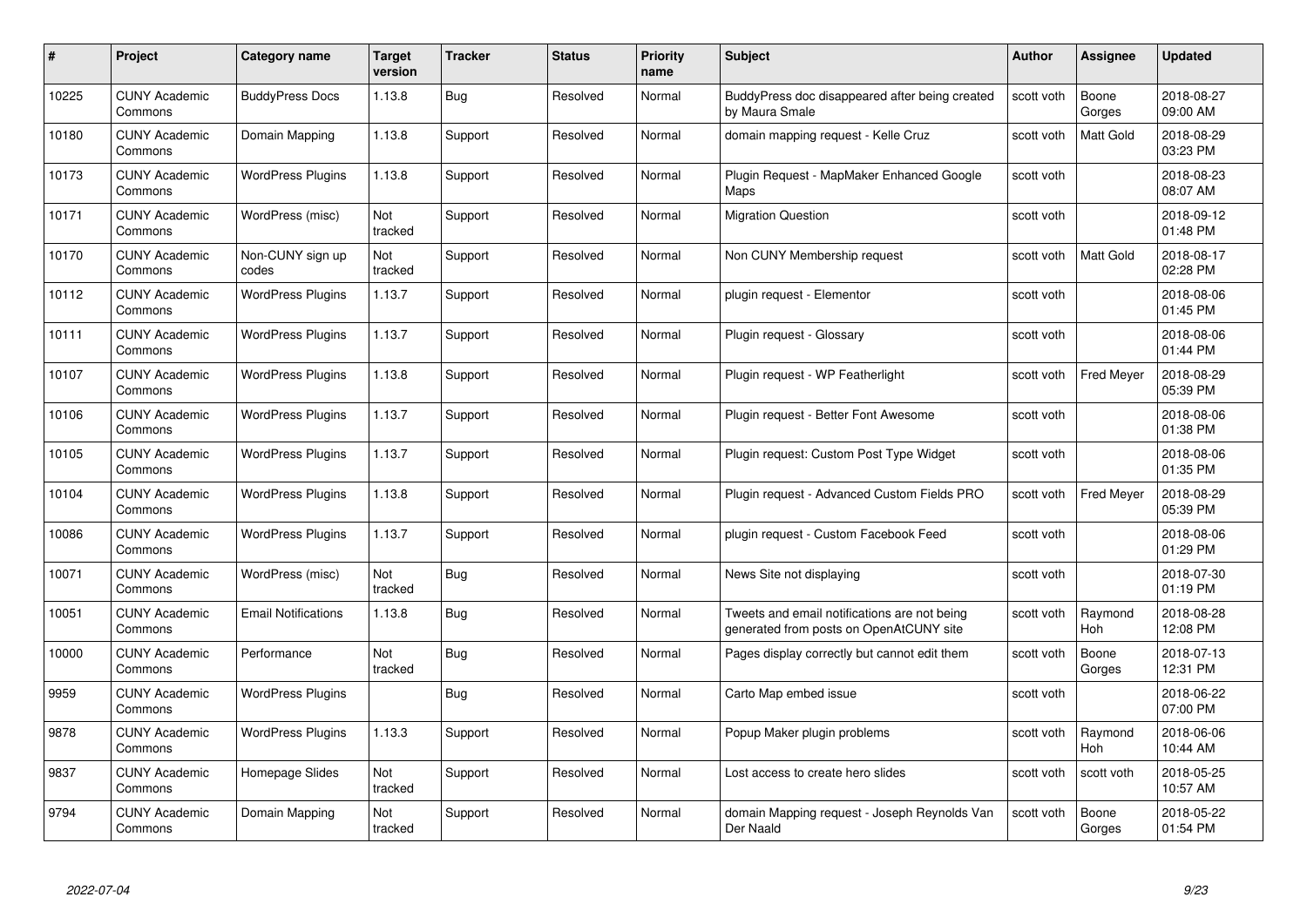| # | Project | Category name | Target version | Tracker | Status | Priority name | Subject | Author | Assignee | Updated |
|---|---|---|---|---|---|---|---|---|---|---|
| 10225 | CUNY Academic Commons | BuddyPress Docs | 1.13.8 | Bug | Resolved | Normal | BuddyPress doc disappeared after being created by Maura Smale | scott voth | Boone Gorges | 2018-08-27 09:00 AM |
| 10180 | CUNY Academic Commons | Domain Mapping | 1.13.8 | Support | Resolved | Normal | domain mapping request - Kelle Cruz | scott voth | Matt Gold | 2018-08-29 03:23 PM |
| 10173 | CUNY Academic Commons | WordPress Plugins | 1.13.8 | Support | Resolved | Normal | Plugin Request - MapMaker Enhanced Google Maps | scott voth | | 2018-08-23 08:07 AM |
| 10171 | CUNY Academic Commons | WordPress (misc) | Not tracked | Support | Resolved | Normal | Migration Question | scott voth | | 2018-09-12 01:48 PM |
| 10170 | CUNY Academic Commons | Non-CUNY sign up codes | Not tracked | Support | Resolved | Normal | Non CUNY Membership request | scott voth | Matt Gold | 2018-08-17 02:28 PM |
| 10112 | CUNY Academic Commons | WordPress Plugins | 1.13.7 | Support | Resolved | Normal | plugin request - Elementor | scott voth | | 2018-08-06 01:45 PM |
| 10111 | CUNY Academic Commons | WordPress Plugins | 1.13.7 | Support | Resolved | Normal | Plugin request - Glossary | scott voth | | 2018-08-06 01:44 PM |
| 10107 | CUNY Academic Commons | WordPress Plugins | 1.13.8 | Support | Resolved | Normal | Plugin request - WP Featherlight | scott voth | Fred Meyer | 2018-08-29 05:39 PM |
| 10106 | CUNY Academic Commons | WordPress Plugins | 1.13.7 | Support | Resolved | Normal | Plugin request - Better Font Awesome | scott voth | | 2018-08-06 01:38 PM |
| 10105 | CUNY Academic Commons | WordPress Plugins | 1.13.7 | Support | Resolved | Normal | Plugin request: Custom Post Type Widget | scott voth | | 2018-08-06 01:35 PM |
| 10104 | CUNY Academic Commons | WordPress Plugins | 1.13.8 | Support | Resolved | Normal | Plugin request - Advanced Custom Fields PRO | scott voth | Fred Meyer | 2018-08-29 05:39 PM |
| 10086 | CUNY Academic Commons | WordPress Plugins | 1.13.7 | Support | Resolved | Normal | plugin request - Custom Facebook Feed | scott voth | | 2018-08-06 01:29 PM |
| 10071 | CUNY Academic Commons | WordPress (misc) | Not tracked | Bug | Resolved | Normal | News Site not displaying | scott voth | | 2018-07-30 01:19 PM |
| 10051 | CUNY Academic Commons | Email Notifications | 1.13.8 | Bug | Resolved | Normal | Tweets and email notifications are not being generated from posts on OpenAtCUNY site | scott voth | Raymond Hoh | 2018-08-28 12:08 PM |
| 10000 | CUNY Academic Commons | Performance | Not tracked | Bug | Resolved | Normal | Pages display correctly but cannot edit them | scott voth | Boone Gorges | 2018-07-13 12:31 PM |
| 9959 | CUNY Academic Commons | WordPress Plugins | | Bug | Resolved | Normal | Carto Map embed issue | scott voth | | 2018-06-22 07:00 PM |
| 9878 | CUNY Academic Commons | WordPress Plugins | 1.13.3 | Support | Resolved | Normal | Popup Maker plugin problems | scott voth | Raymond Hoh | 2018-06-06 10:44 AM |
| 9837 | CUNY Academic Commons | Homepage Slides | Not tracked | Support | Resolved | Normal | Lost access to create hero slides | scott voth | scott voth | 2018-05-25 10:57 AM |
| 9794 | CUNY Academic Commons | Domain Mapping | Not tracked | Support | Resolved | Normal | domain Mapping request - Joseph Reynolds Van Der Naald | scott voth | Boone Gorges | 2018-05-22 01:54 PM |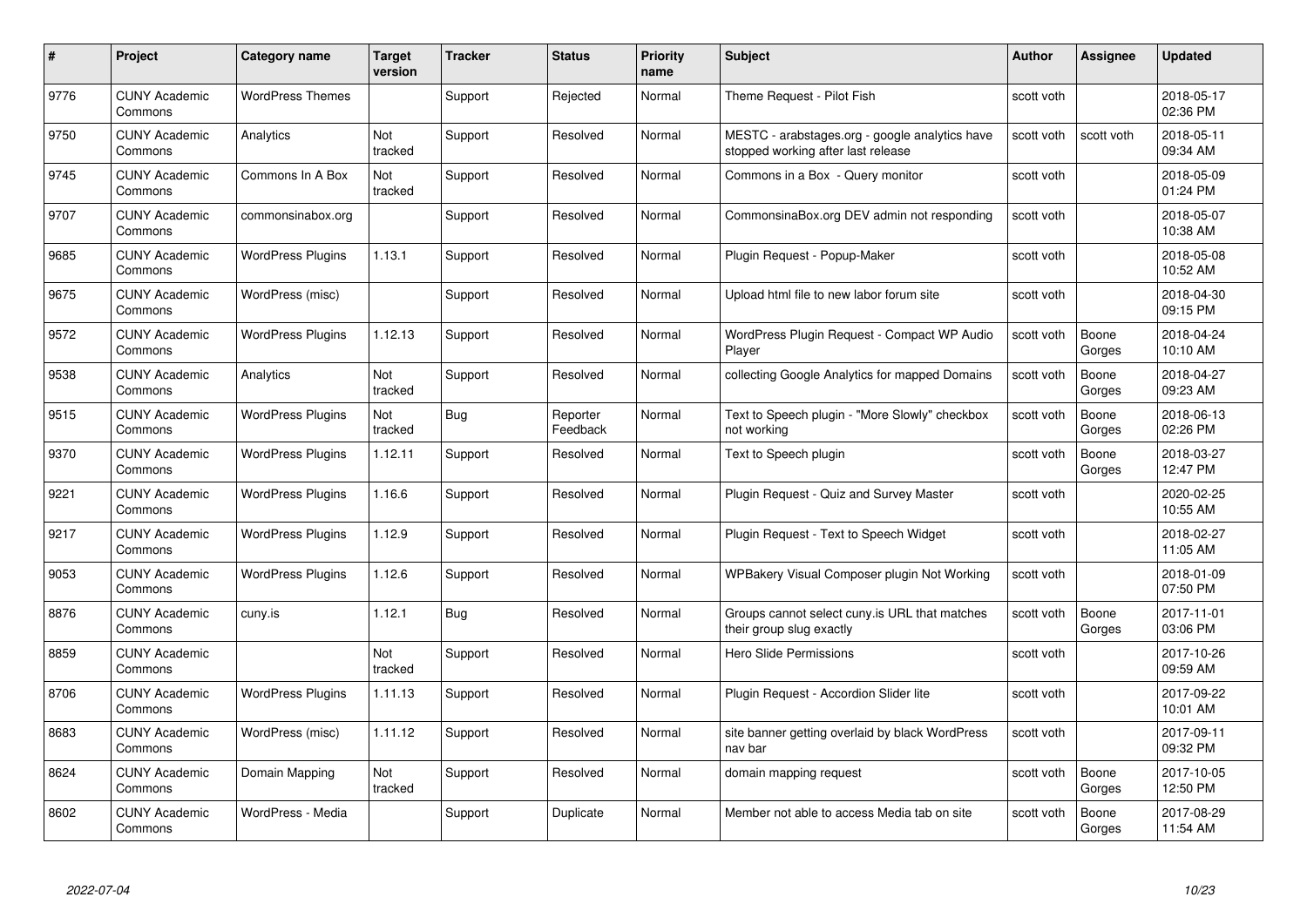| # | Project | Category name | Target version | Tracker | Status | Priority name | Subject | Author | Assignee | Updated |
|---|---|---|---|---|---|---|---|---|---|---|
| 9776 | CUNY Academic Commons | WordPress Themes | | Support | Rejected | Normal | Theme Request - Pilot Fish | scott voth | | 2018-05-17 02:36 PM |
| 9750 | CUNY Academic Commons | Analytics | Not tracked | Support | Resolved | Normal | MESTC - arabstages.org - google analytics have stopped working after last release | scott voth | scott voth | 2018-05-11 09:34 AM |
| 9745 | CUNY Academic Commons | Commons In A Box | Not tracked | Support | Resolved | Normal | Commons in a Box - Query monitor | scott voth | | 2018-05-09 01:24 PM |
| 9707 | CUNY Academic Commons | commonsinabox.org | | Support | Resolved | Normal | CommonsinaBox.org DEV admin not responding | scott voth | | 2018-05-07 10:38 AM |
| 9685 | CUNY Academic Commons | WordPress Plugins | 1.13.1 | Support | Resolved | Normal | Plugin Request - Popup-Maker | scott voth | | 2018-05-08 10:52 AM |
| 9675 | CUNY Academic Commons | WordPress (misc) | | Support | Resolved | Normal | Upload html file to new labor forum site | scott voth | | 2018-04-30 09:15 PM |
| 9572 | CUNY Academic Commons | WordPress Plugins | 1.12.13 | Support | Resolved | Normal | WordPress Plugin Request - Compact WP Audio Player | scott voth | Boone Gorges | 2018-04-24 10:10 AM |
| 9538 | CUNY Academic Commons | Analytics | Not tracked | Support | Resolved | Normal | collecting Google Analytics for mapped Domains | scott voth | Boone Gorges | 2018-04-27 09:23 AM |
| 9515 | CUNY Academic Commons | WordPress Plugins | Not tracked | Bug | Reporter Feedback | Normal | Text to Speech plugin - "More Slowly" checkbox not working | scott voth | Boone Gorges | 2018-06-13 02:26 PM |
| 9370 | CUNY Academic Commons | WordPress Plugins | 1.12.11 | Support | Resolved | Normal | Text to Speech plugin | scott voth | Boone Gorges | 2018-03-27 12:47 PM |
| 9221 | CUNY Academic Commons | WordPress Plugins | 1.16.6 | Support | Resolved | Normal | Plugin Request - Quiz and Survey Master | scott voth | | 2020-02-25 10:55 AM |
| 9217 | CUNY Academic Commons | WordPress Plugins | 1.12.9 | Support | Resolved | Normal | Plugin Request - Text to Speech Widget | scott voth | | 2018-02-27 11:05 AM |
| 9053 | CUNY Academic Commons | WordPress Plugins | 1.12.6 | Support | Resolved | Normal | WPBakery Visual Composer plugin Not Working | scott voth | | 2018-01-09 07:50 PM |
| 8876 | CUNY Academic Commons | cuny.is | 1.12.1 | Bug | Resolved | Normal | Groups cannot select cuny.is URL that matches their group slug exactly | scott voth | Boone Gorges | 2017-11-01 03:06 PM |
| 8859 | CUNY Academic Commons | | Not tracked | Support | Resolved | Normal | Hero Slide Permissions | scott voth | | 2017-10-26 09:59 AM |
| 8706 | CUNY Academic Commons | WordPress Plugins | 1.11.13 | Support | Resolved | Normal | Plugin Request - Accordion Slider lite | scott voth | | 2017-09-22 10:01 AM |
| 8683 | CUNY Academic Commons | WordPress (misc) | 1.11.12 | Support | Resolved | Normal | site banner getting overlaid by black WordPress nav bar | scott voth | | 2017-09-11 09:32 PM |
| 8624 | CUNY Academic Commons | Domain Mapping | Not tracked | Support | Resolved | Normal | domain mapping request | scott voth | Boone Gorges | 2017-10-05 12:50 PM |
| 8602 | CUNY Academic Commons | WordPress - Media | | Support | Duplicate | Normal | Member not able to access Media tab on site | scott voth | Boone Gorges | 2017-08-29 11:54 AM |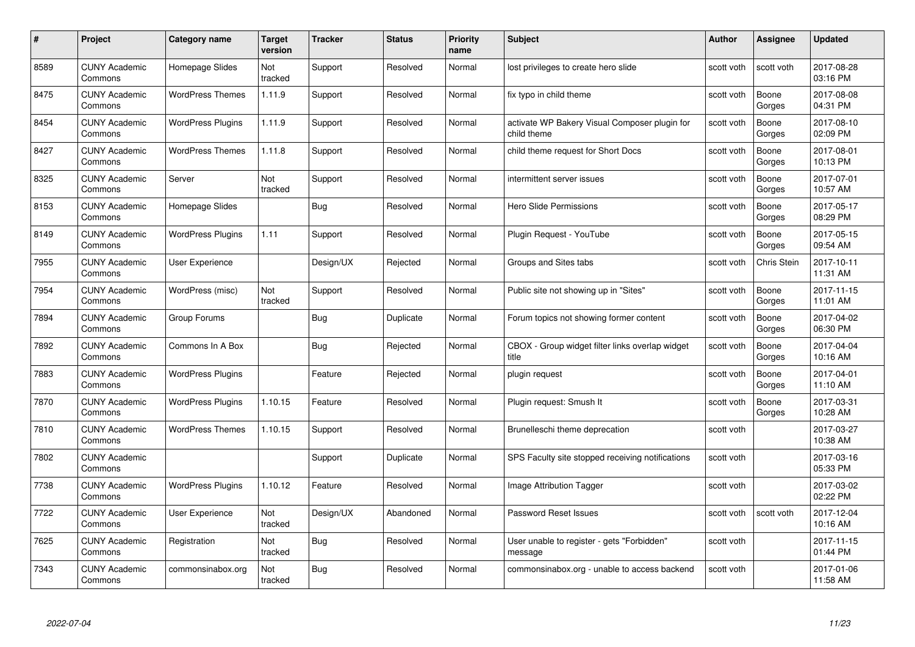| # | Project | Category name | Target version | Tracker | Status | Priority name | Subject | Author | Assignee | Updated |
|---|---|---|---|---|---|---|---|---|---|---|
| 8589 | CUNY Academic Commons | Homepage Slides | Not tracked | Support | Resolved | Normal | lost privileges to create hero slide | scott voth | scott voth | 2017-08-28 03:16 PM |
| 8475 | CUNY Academic Commons | WordPress Themes | 1.11.9 | Support | Resolved | Normal | fix typo in child theme | scott voth | Boone Gorges | 2017-08-08 04:31 PM |
| 8454 | CUNY Academic Commons | WordPress Plugins | 1.11.9 | Support | Resolved | Normal | activate WP Bakery Visual Composer plugin for child theme | scott voth | Boone Gorges | 2017-08-10 02:09 PM |
| 8427 | CUNY Academic Commons | WordPress Themes | 1.11.8 | Support | Resolved | Normal | child theme request for Short Docs | scott voth | Boone Gorges | 2017-08-01 10:13 PM |
| 8325 | CUNY Academic Commons | Server | Not tracked | Support | Resolved | Normal | intermittent server issues | scott voth | Boone Gorges | 2017-07-01 10:57 AM |
| 8153 | CUNY Academic Commons | Homepage Slides | | Bug | Resolved | Normal | Hero Slide Permissions | scott voth | Boone Gorges | 2017-05-17 08:29 PM |
| 8149 | CUNY Academic Commons | WordPress Plugins | 1.11 | Support | Resolved | Normal | Plugin Request - YouTube | scott voth | Boone Gorges | 2017-05-15 09:54 AM |
| 7955 | CUNY Academic Commons | User Experience | | Design/UX | Rejected | Normal | Groups and Sites tabs | scott voth | Chris Stein | 2017-10-11 11:31 AM |
| 7954 | CUNY Academic Commons | WordPress (misc) | Not tracked | Support | Resolved | Normal | Public site not showing up in "Sites" | scott voth | Boone Gorges | 2017-11-15 11:01 AM |
| 7894 | CUNY Academic Commons | Group Forums | | Bug | Duplicate | Normal | Forum topics not showing former content | scott voth | Boone Gorges | 2017-04-02 06:30 PM |
| 7892 | CUNY Academic Commons | Commons In A Box | | Bug | Rejected | Normal | CBOX - Group widget filter links overlap widget title | scott voth | Boone Gorges | 2017-04-04 10:16 AM |
| 7883 | CUNY Academic Commons | WordPress Plugins | | Feature | Rejected | Normal | plugin request | scott voth | Boone Gorges | 2017-04-01 11:10 AM |
| 7870 | CUNY Academic Commons | WordPress Plugins | 1.10.15 | Feature | Resolved | Normal | Plugin request: Smush It | scott voth | Boone Gorges | 2017-03-31 10:28 AM |
| 7810 | CUNY Academic Commons | WordPress Themes | 1.10.15 | Support | Resolved | Normal | Brunelleschi theme deprecation | scott voth | | 2017-03-27 10:38 AM |
| 7802 | CUNY Academic Commons | | | Support | Duplicate | Normal | SPS Faculty site stopped receiving notifications | scott voth | | 2017-03-16 05:33 PM |
| 7738 | CUNY Academic Commons | WordPress Plugins | 1.10.12 | Feature | Resolved | Normal | Image Attribution Tagger | scott voth | | 2017-03-02 02:22 PM |
| 7722 | CUNY Academic Commons | User Experience | Not tracked | Design/UX | Abandoned | Normal | Password Reset Issues | scott voth | scott voth | 2017-12-04 10:16 AM |
| 7625 | CUNY Academic Commons | Registration | Not tracked | Bug | Resolved | Normal | User unable to register - gets "Forbidden" message | scott voth | | 2017-11-15 01:44 PM |
| 7343 | CUNY Academic Commons | commonsinabox.org | Not tracked | Bug | Resolved | Normal | commonsinabox.org - unable to access backend | scott voth | | 2017-01-06 11:58 AM |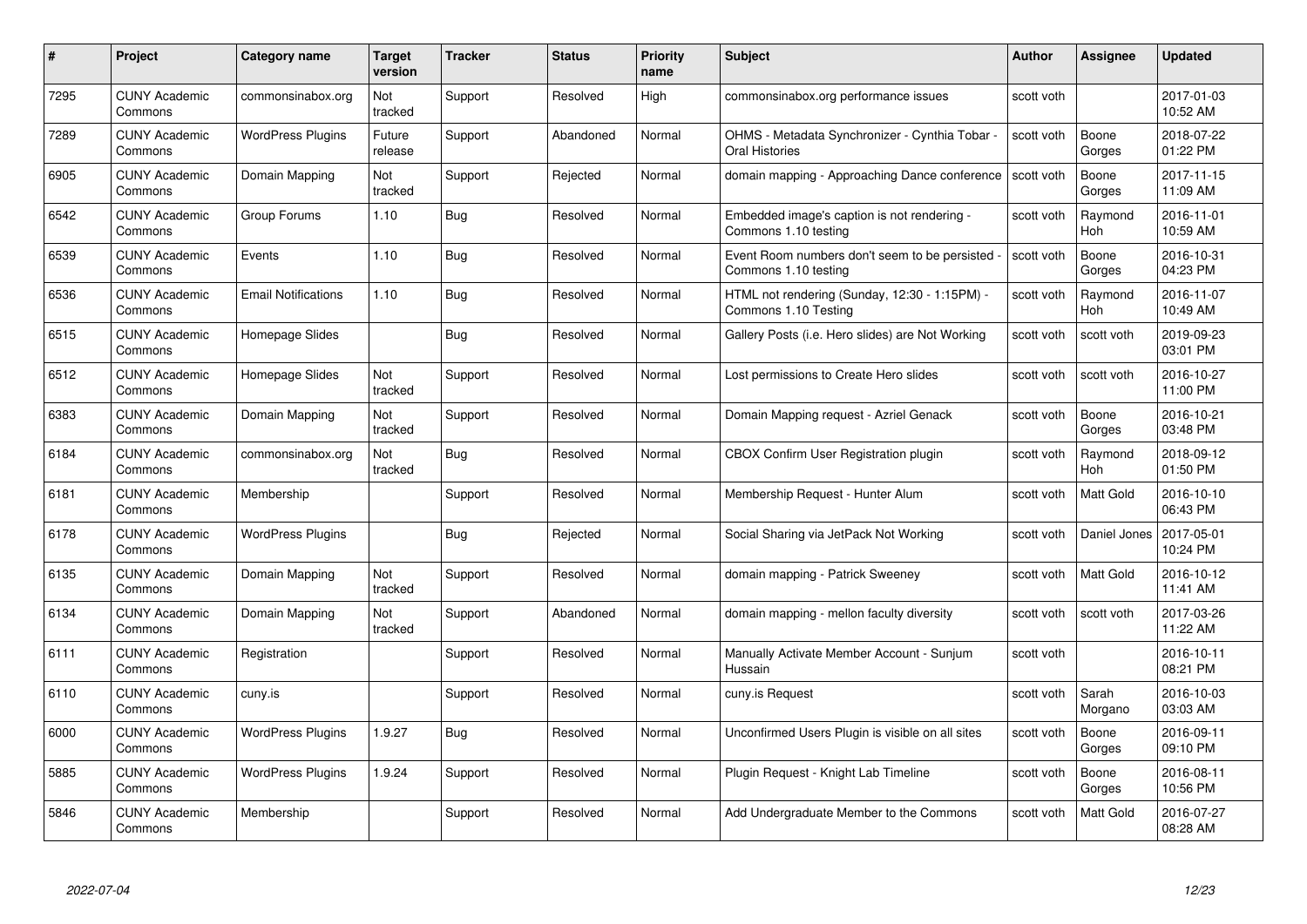| # | Project | Category name | Target version | Tracker | Status | Priority name | Subject | Author | Assignee | Updated |
|---|---|---|---|---|---|---|---|---|---|---|
| 7295 | CUNY Academic Commons | commonsinabox.org | Not tracked | Support | Resolved | High | commonsinabox.org performance issues | scott voth | | 2017-01-03 10:52 AM |
| 7289 | CUNY Academic Commons | WordPress Plugins | Future release | Support | Abandoned | Normal | OHMS - Metadata Synchronizer - Cynthia Tobar - Oral Histories | scott voth | Boone Gorges | 2018-07-22 01:22 PM |
| 6905 | CUNY Academic Commons | Domain Mapping | Not tracked | Support | Rejected | Normal | domain mapping - Approaching Dance conference | scott voth | Boone Gorges | 2017-11-15 11:09 AM |
| 6542 | CUNY Academic Commons | Group Forums | 1.10 | Bug | Resolved | Normal | Embedded image's caption is not rendering - Commons 1.10 testing | scott voth | Raymond Hoh | 2016-11-01 10:59 AM |
| 6539 | CUNY Academic Commons | Events | 1.10 | Bug | Resolved | Normal | Event Room numbers don't seem to be persisted - Commons 1.10 testing | scott voth | Boone Gorges | 2016-10-31 04:23 PM |
| 6536 | CUNY Academic Commons | Email Notifications | 1.10 | Bug | Resolved | Normal | HTML not rendering (Sunday, 12:30 - 1:15PM) - Commons 1.10 Testing | scott voth | Raymond Hoh | 2016-11-07 10:49 AM |
| 6515 | CUNY Academic Commons | Homepage Slides | | Bug | Resolved | Normal | Gallery Posts (i.e. Hero slides) are Not Working | scott voth | scott voth | 2019-09-23 03:01 PM |
| 6512 | CUNY Academic Commons | Homepage Slides | Not tracked | Support | Resolved | Normal | Lost permissions to Create Hero slides | scott voth | scott voth | 2016-10-27 11:00 PM |
| 6383 | CUNY Academic Commons | Domain Mapping | Not tracked | Support | Resolved | Normal | Domain Mapping request - Azriel Genack | scott voth | Boone Gorges | 2016-10-21 03:48 PM |
| 6184 | CUNY Academic Commons | commonsinabox.org | Not tracked | Bug | Resolved | Normal | CBOX Confirm User Registration plugin | scott voth | Raymond Hoh | 2018-09-12 01:50 PM |
| 6181 | CUNY Academic Commons | Membership | | Support | Resolved | Normal | Membership Request - Hunter Alum | scott voth | Matt Gold | 2016-10-10 06:43 PM |
| 6178 | CUNY Academic Commons | WordPress Plugins | | Bug | Rejected | Normal | Social Sharing via JetPack Not Working | scott voth | Daniel Jones | 2017-05-01 10:24 PM |
| 6135 | CUNY Academic Commons | Domain Mapping | Not tracked | Support | Resolved | Normal | domain mapping - Patrick Sweeney | scott voth | Matt Gold | 2016-10-12 11:41 AM |
| 6134 | CUNY Academic Commons | Domain Mapping | Not tracked | Support | Abandoned | Normal | domain mapping - mellon faculty diversity | scott voth | scott voth | 2017-03-26 11:22 AM |
| 6111 | CUNY Academic Commons | Registration | | Support | Resolved | Normal | Manually Activate Member Account - Sunjum Hussain | scott voth | | 2016-10-11 08:21 PM |
| 6110 | CUNY Academic Commons | cuny.is | | Support | Resolved | Normal | cuny.is Request | scott voth | Sarah Morgano | 2016-10-03 03:03 AM |
| 6000 | CUNY Academic Commons | WordPress Plugins | 1.9.27 | Bug | Resolved | Normal | Unconfirmed Users Plugin is visible on all sites | scott voth | Boone Gorges | 2016-09-11 09:10 PM |
| 5885 | CUNY Academic Commons | WordPress Plugins | 1.9.24 | Support | Resolved | Normal | Plugin Request - Knight Lab Timeline | scott voth | Boone Gorges | 2016-08-11 10:56 PM |
| 5846 | CUNY Academic Commons | Membership | | Support | Resolved | Normal | Add Undergraduate Member to the Commons | scott voth | Matt Gold | 2016-07-27 08:28 AM |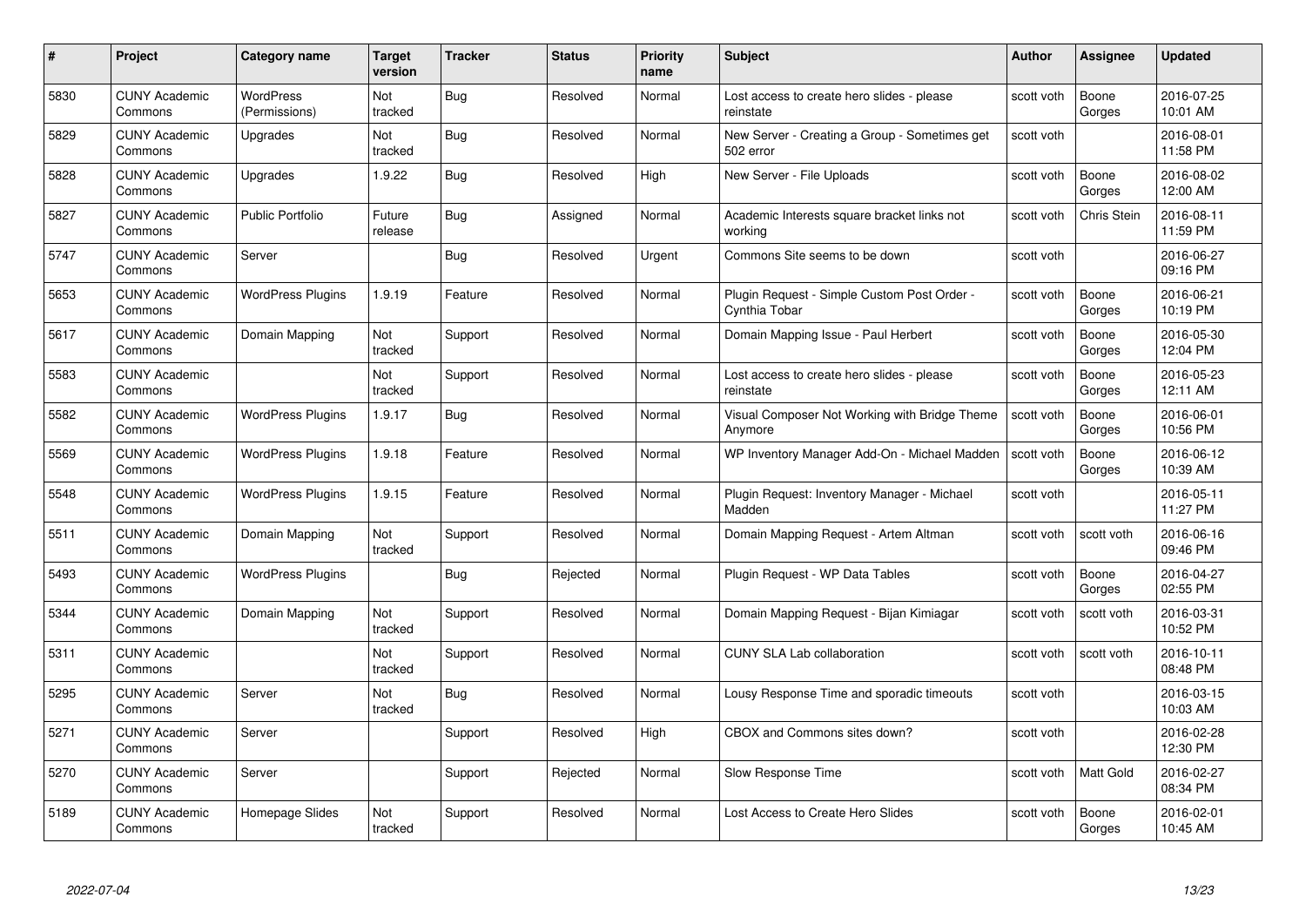| # | Project | Category name | Target version | Tracker | Status | Priority name | Subject | Author | Assignee | Updated |
|---|---|---|---|---|---|---|---|---|---|---|
| 5830 | CUNY Academic Commons | WordPress (Permissions) | Not tracked | Bug | Resolved | Normal | Lost access to create hero slides - please reinstate | scott voth | Boone Gorges | 2016-07-25 10:01 AM |
| 5829 | CUNY Academic Commons | Upgrades | Not tracked | Bug | Resolved | Normal | New Server - Creating a Group - Sometimes get 502 error | scott voth | | 2016-08-01 11:58 PM |
| 5828 | CUNY Academic Commons | Upgrades | 1.9.22 | Bug | Resolved | High | New Server - File Uploads | scott voth | Boone Gorges | 2016-08-02 12:00 AM |
| 5827 | CUNY Academic Commons | Public Portfolio | Future release | Bug | Assigned | Normal | Academic Interests square bracket links not working | scott voth | Chris Stein | 2016-08-11 11:59 PM |
| 5747 | CUNY Academic Commons | Server | | Bug | Resolved | Urgent | Commons Site seems to be down | scott voth | | 2016-06-27 09:16 PM |
| 5653 | CUNY Academic Commons | WordPress Plugins | 1.9.19 | Feature | Resolved | Normal | Plugin Request - Simple Custom Post Order - Cynthia Tobar | scott voth | Boone Gorges | 2016-06-21 10:19 PM |
| 5617 | CUNY Academic Commons | Domain Mapping | Not tracked | Support | Resolved | Normal | Domain Mapping Issue - Paul Herbert | scott voth | Boone Gorges | 2016-05-30 12:04 PM |
| 5583 | CUNY Academic Commons | | Not tracked | Support | Resolved | Normal | Lost access to create hero slides - please reinstate | scott voth | Boone Gorges | 2016-05-23 12:11 AM |
| 5582 | CUNY Academic Commons | WordPress Plugins | 1.9.17 | Bug | Resolved | Normal | Visual Composer Not Working with Bridge Theme Anymore | scott voth | Boone Gorges | 2016-06-01 10:56 PM |
| 5569 | CUNY Academic Commons | WordPress Plugins | 1.9.18 | Feature | Resolved | Normal | WP Inventory Manager Add-On - Michael Madden | scott voth | Boone Gorges | 2016-06-12 10:39 AM |
| 5548 | CUNY Academic Commons | WordPress Plugins | 1.9.15 | Feature | Resolved | Normal | Plugin Request: Inventory Manager - Michael Madden | scott voth | | 2016-05-11 11:27 PM |
| 5511 | CUNY Academic Commons | Domain Mapping | Not tracked | Support | Resolved | Normal | Domain Mapping Request - Artem Altman | scott voth | scott voth | 2016-06-16 09:46 PM |
| 5493 | CUNY Academic Commons | WordPress Plugins | | Bug | Rejected | Normal | Plugin Request - WP Data Tables | scott voth | Boone Gorges | 2016-04-27 02:55 PM |
| 5344 | CUNY Academic Commons | Domain Mapping | Not tracked | Support | Resolved | Normal | Domain Mapping Request - Bijan Kimiagar | scott voth | scott voth | 2016-03-31 10:52 PM |
| 5311 | CUNY Academic Commons | | Not tracked | Support | Resolved | Normal | CUNY SLA Lab collaboration | scott voth | scott voth | 2016-10-11 08:48 PM |
| 5295 | CUNY Academic Commons | Server | Not tracked | Bug | Resolved | Normal | Lousy Response Time and sporadic timeouts | scott voth | | 2016-03-15 10:03 AM |
| 5271 | CUNY Academic Commons | Server | | Support | Resolved | High | CBOX and Commons sites down? | scott voth | | 2016-02-28 12:30 PM |
| 5270 | CUNY Academic Commons | Server | | Support | Rejected | Normal | Slow Response Time | scott voth | Matt Gold | 2016-02-27 08:34 PM |
| 5189 | CUNY Academic Commons | Homepage Slides | Not tracked | Support | Resolved | Normal | Lost Access to Create Hero Slides | scott voth | Boone Gorges | 2016-02-01 10:45 AM |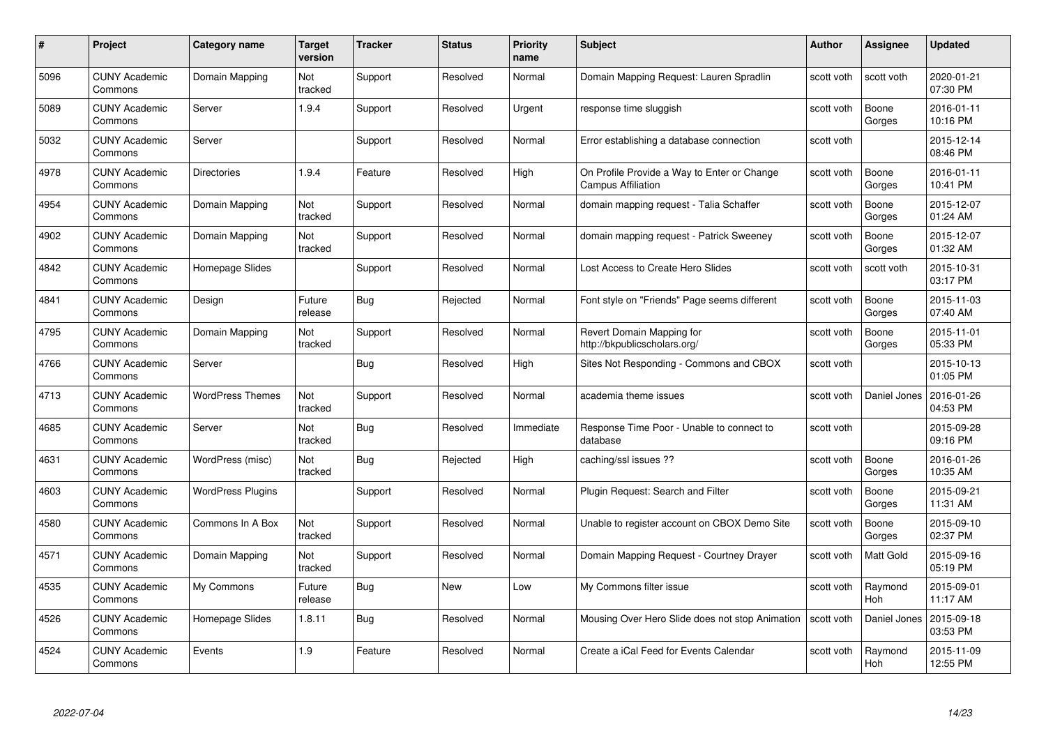| # | Project | Category name | Target version | Tracker | Status | Priority name | Subject | Author | Assignee | Updated |
|---|---|---|---|---|---|---|---|---|---|---|
| 5096 | CUNY Academic Commons | Domain Mapping | Not tracked | Support | Resolved | Normal | Domain Mapping Request: Lauren Spradlin | scott voth | scott voth | 2020-01-21 07:30 PM |
| 5089 | CUNY Academic Commons | Server | 1.9.4 | Support | Resolved | Urgent | response time sluggish | scott voth | Boone Gorges | 2016-01-11 10:16 PM |
| 5032 | CUNY Academic Commons | Server | | Support | Resolved | Normal | Error establishing a database connection | scott voth | | 2015-12-14 08:46 PM |
| 4978 | CUNY Academic Commons | Directories | 1.9.4 | Feature | Resolved | High | On Profile Provide a Way to Enter or Change Campus Affiliation | scott voth | Boone Gorges | 2016-01-11 10:41 PM |
| 4954 | CUNY Academic Commons | Domain Mapping | Not tracked | Support | Resolved | Normal | domain mapping request - Talia Schaffer | scott voth | Boone Gorges | 2015-12-07 01:24 AM |
| 4902 | CUNY Academic Commons | Domain Mapping | Not tracked | Support | Resolved | Normal | domain mapping request - Patrick Sweeney | scott voth | Boone Gorges | 2015-12-07 01:32 AM |
| 4842 | CUNY Academic Commons | Homepage Slides | | Support | Resolved | Normal | Lost Access to Create Hero Slides | scott voth | scott voth | 2015-10-31 03:17 PM |
| 4841 | CUNY Academic Commons | Design | Future release | Bug | Rejected | Normal | Font style on "Friends" Page seems different | scott voth | Boone Gorges | 2015-11-03 07:40 AM |
| 4795 | CUNY Academic Commons | Domain Mapping | Not tracked | Support | Resolved | Normal | Revert Domain Mapping for http://bkpublicscholars.org/ | scott voth | Boone Gorges | 2015-11-01 05:33 PM |
| 4766 | CUNY Academic Commons | Server | | Bug | Resolved | High | Sites Not Responding - Commons and CBOX | scott voth | | 2015-10-13 01:05 PM |
| 4713 | CUNY Academic Commons | WordPress Themes | Not tracked | Support | Resolved | Normal | academia theme issues | scott voth | Daniel Jones | 2016-01-26 04:53 PM |
| 4685 | CUNY Academic Commons | Server | Not tracked | Bug | Resolved | Immediate | Response Time Poor - Unable to connect to database | scott voth | | 2015-09-28 09:16 PM |
| 4631 | CUNY Academic Commons | WordPress (misc) | Not tracked | Bug | Rejected | High | caching/ssl issues ?? | scott voth | Boone Gorges | 2016-01-26 10:35 AM |
| 4603 | CUNY Academic Commons | WordPress Plugins | | Support | Resolved | Normal | Plugin Request: Search and Filter | scott voth | Boone Gorges | 2015-09-21 11:31 AM |
| 4580 | CUNY Academic Commons | Commons In A Box | Not tracked | Support | Resolved | Normal | Unable to register account on CBOX Demo Site | scott voth | Boone Gorges | 2015-09-10 02:37 PM |
| 4571 | CUNY Academic Commons | Domain Mapping | Not tracked | Support | Resolved | Normal | Domain Mapping Request - Courtney Drayer | scott voth | Matt Gold | 2015-09-16 05:19 PM |
| 4535 | CUNY Academic Commons | My Commons | Future release | Bug | New | Low | My Commons filter issue | scott voth | Raymond Hoh | 2015-09-01 11:17 AM |
| 4526 | CUNY Academic Commons | Homepage Slides | 1.8.11 | Bug | Resolved | Normal | Mousing Over Hero Slide does not stop Animation | scott voth | Daniel Jones | 2015-09-18 03:53 PM |
| 4524 | CUNY Academic Commons | Events | 1.9 | Feature | Resolved | Normal | Create a iCal Feed for Events Calendar | scott voth | Raymond Hoh | 2015-11-09 12:55 PM |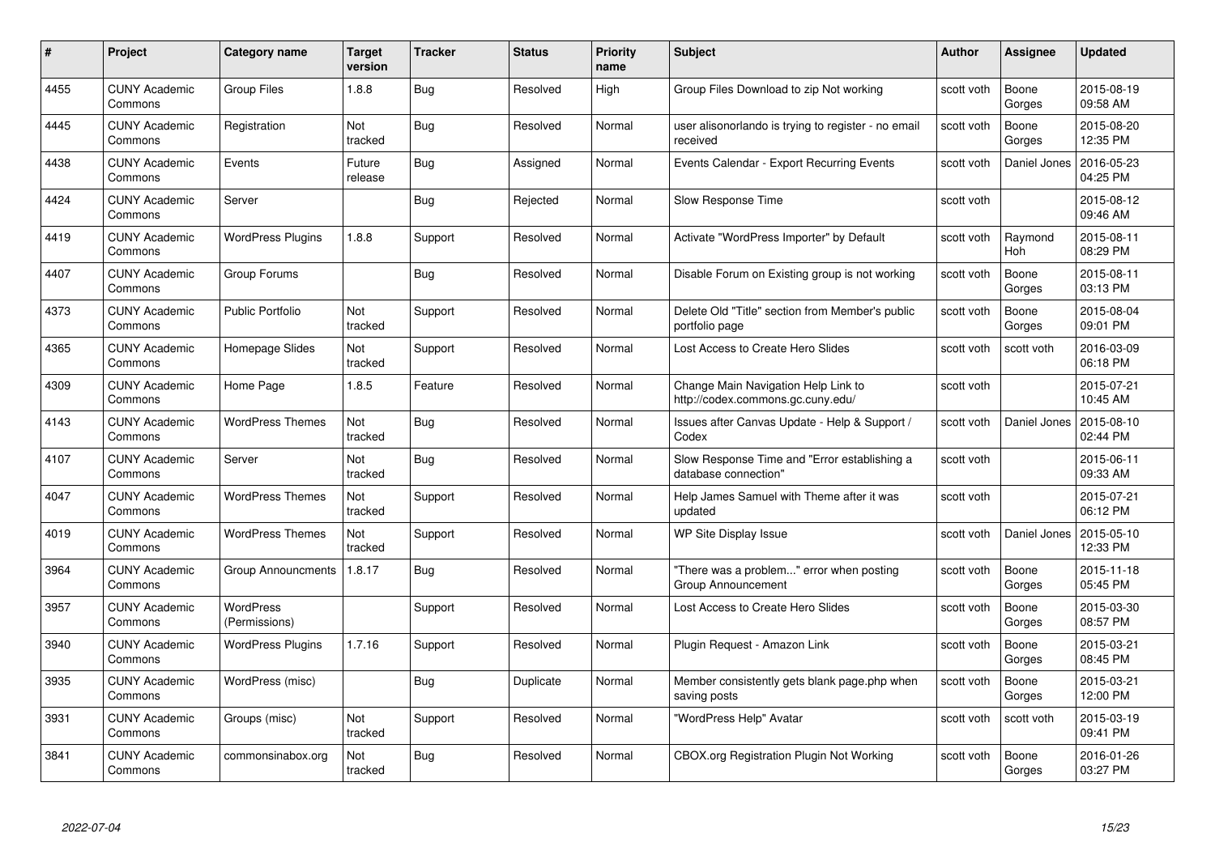| # | Project | Category name | Target version | Tracker | Status | Priority name | Subject | Author | Assignee | Updated |
|---|---|---|---|---|---|---|---|---|---|---|
| 4455 | CUNY Academic Commons | Group Files | 1.8.8 | Bug | Resolved | High | Group Files Download to zip Not working | scott voth | Boone Gorges | 2015-08-19 09:58 AM |
| 4445 | CUNY Academic Commons | Registration | Not tracked | Bug | Resolved | Normal | user alisonorlando is trying to register - no email received | scott voth | Boone Gorges | 2015-08-20 12:35 PM |
| 4438 | CUNY Academic Commons | Events | Future release | Bug | Assigned | Normal | Events Calendar - Export Recurring Events | scott voth | Daniel Jones | 2016-05-23 04:25 PM |
| 4424 | CUNY Academic Commons | Server | | Bug | Rejected | Normal | Slow Response Time | scott voth | | 2015-08-12 09:46 AM |
| 4419 | CUNY Academic Commons | WordPress Plugins | 1.8.8 | Support | Resolved | Normal | Activate "WordPress Importer" by Default | scott voth | Raymond Hoh | 2015-08-11 08:29 PM |
| 4407 | CUNY Academic Commons | Group Forums | | Bug | Resolved | Normal | Disable Forum on Existing group is not working | scott voth | Boone Gorges | 2015-08-11 03:13 PM |
| 4373 | CUNY Academic Commons | Public Portfolio | Not tracked | Support | Resolved | Normal | Delete Old "Title" section from Member's public portfolio page | scott voth | Boone Gorges | 2015-08-04 09:01 PM |
| 4365 | CUNY Academic Commons | Homepage Slides | Not tracked | Support | Resolved | Normal | Lost Access to Create Hero Slides | scott voth | scott voth | 2016-03-09 06:18 PM |
| 4309 | CUNY Academic Commons | Home Page | 1.8.5 | Feature | Resolved | Normal | Change Main Navigation Help Link to http://codex.commons.gc.cuny.edu/ | scott voth | | 2015-07-21 10:45 AM |
| 4143 | CUNY Academic Commons | WordPress Themes | Not tracked | Bug | Resolved | Normal | Issues after Canvas Update - Help & Support / Codex | scott voth | Daniel Jones | 2015-08-10 02:44 PM |
| 4107 | CUNY Academic Commons | Server | Not tracked | Bug | Resolved | Normal | Slow Response Time and "Error establishing a database connection" | scott voth | | 2015-06-11 09:33 AM |
| 4047 | CUNY Academic Commons | WordPress Themes | Not tracked | Support | Resolved | Normal | Help James Samuel with Theme after it was updated | scott voth | | 2015-07-21 06:12 PM |
| 4019 | CUNY Academic Commons | WordPress Themes | Not tracked | Support | Resolved | Normal | WP Site Display Issue | scott voth | Daniel Jones | 2015-05-10 12:33 PM |
| 3964 | CUNY Academic Commons | Group Announcments | 1.8.17 | Bug | Resolved | Normal | "There was a problem..." error when posting Group Announcement | scott voth | Boone Gorges | 2015-11-18 05:45 PM |
| 3957 | CUNY Academic Commons | WordPress (Permissions) | | Support | Resolved | Normal | Lost Access to Create Hero Slides | scott voth | Boone Gorges | 2015-03-30 08:57 PM |
| 3940 | CUNY Academic Commons | WordPress Plugins | 1.7.16 | Support | Resolved | Normal | Plugin Request - Amazon Link | scott voth | Boone Gorges | 2015-03-21 08:45 PM |
| 3935 | CUNY Academic Commons | WordPress (misc) | | Bug | Duplicate | Normal | Member consistently gets blank page.php when saving posts | scott voth | Boone Gorges | 2015-03-21 12:00 PM |
| 3931 | CUNY Academic Commons | Groups (misc) | Not tracked | Support | Resolved | Normal | "WordPress Help" Avatar | scott voth | scott voth | 2015-03-19 09:41 PM |
| 3841 | CUNY Academic Commons | commonsinabox.org | Not tracked | Bug | Resolved | Normal | CBOX.org Registration Plugin Not Working | scott voth | Boone Gorges | 2016-01-26 03:27 PM |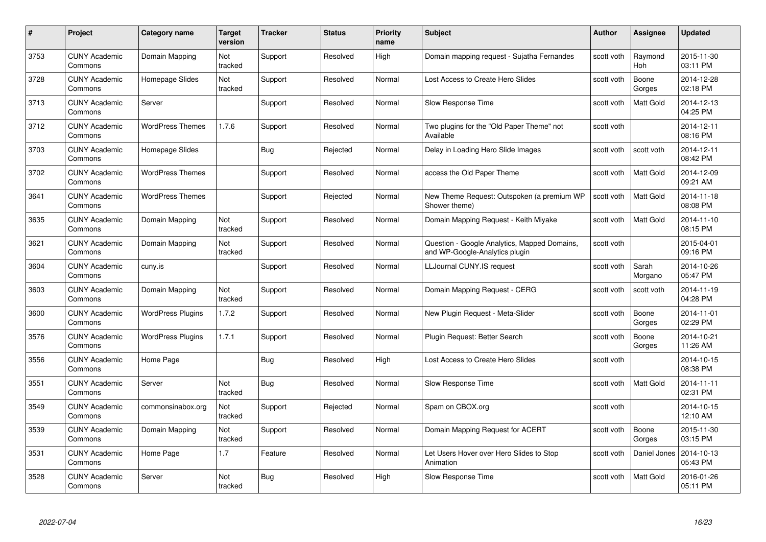| # | Project | Category name | Target version | Tracker | Status | Priority name | Subject | Author | Assignee | Updated |
|---|---|---|---|---|---|---|---|---|---|---|
| 3753 | CUNY Academic Commons | Domain Mapping | Not tracked | Support | Resolved | High | Domain mapping request - Sujatha Fernandes | scott voth | Raymond Hoh | 2015-11-30 03:11 PM |
| 3728 | CUNY Academic Commons | Homepage Slides | Not tracked | Support | Resolved | Normal | Lost Access to Create Hero Slides | scott voth | Boone Gorges | 2014-12-28 02:18 PM |
| 3713 | CUNY Academic Commons | Server | | Support | Resolved | Normal | Slow Response Time | scott voth | Matt Gold | 2014-12-13 04:25 PM |
| 3712 | CUNY Academic Commons | WordPress Themes | 1.7.6 | Support | Resolved | Normal | Two plugins for the "Old Paper Theme" not Available | scott voth | | 2014-12-11 08:16 PM |
| 3703 | CUNY Academic Commons | Homepage Slides | | Bug | Rejected | Normal | Delay in Loading Hero Slide Images | scott voth | scott voth | 2014-12-11 08:42 PM |
| 3702 | CUNY Academic Commons | WordPress Themes | | Support | Resolved | Normal | access the Old Paper Theme | scott voth | Matt Gold | 2014-12-09 09:21 AM |
| 3641 | CUNY Academic Commons | WordPress Themes | | Support | Rejected | Normal | New Theme Request: Outspoken (a premium WP Shower theme) | scott voth | Matt Gold | 2014-11-18 08:08 PM |
| 3635 | CUNY Academic Commons | Domain Mapping | Not tracked | Support | Resolved | Normal | Domain Mapping Request - Keith Miyake | scott voth | Matt Gold | 2014-11-10 08:15 PM |
| 3621 | CUNY Academic Commons | Domain Mapping | Not tracked | Support | Resolved | Normal | Question - Google Analytics, Mapped Domains, and WP-Google-Analytics plugin | scott voth | | 2015-04-01 09:16 PM |
| 3604 | CUNY Academic Commons | cuny.is | | Support | Resolved | Normal | LLJournal CUNY.IS request | scott voth | Sarah Morgano | 2014-10-26 05:47 PM |
| 3603 | CUNY Academic Commons | Domain Mapping | Not tracked | Support | Resolved | Normal | Domain Mapping Request - CERG | scott voth | scott voth | 2014-11-19 04:28 PM |
| 3600 | CUNY Academic Commons | WordPress Plugins | 1.7.2 | Support | Resolved | Normal | New Plugin Request - Meta-Slider | scott voth | Boone Gorges | 2014-11-01 02:29 PM |
| 3576 | CUNY Academic Commons | WordPress Plugins | 1.7.1 | Support | Resolved | Normal | Plugin Request: Better Search | scott voth | Boone Gorges | 2014-10-21 11:26 AM |
| 3556 | CUNY Academic Commons | Home Page | | Bug | Resolved | High | Lost Access to Create Hero Slides | scott voth | | 2014-10-15 08:38 PM |
| 3551 | CUNY Academic Commons | Server | Not tracked | Bug | Resolved | Normal | Slow Response Time | scott voth | Matt Gold | 2014-11-11 02:31 PM |
| 3549 | CUNY Academic Commons | commonsinabox.org | Not tracked | Support | Rejected | Normal | Spam on CBOX.org | scott voth | | 2014-10-15 12:10 AM |
| 3539 | CUNY Academic Commons | Domain Mapping | Not tracked | Support | Resolved | Normal | Domain Mapping Request for ACERT | scott voth | Boone Gorges | 2015-11-30 03:15 PM |
| 3531 | CUNY Academic Commons | Home Page | 1.7 | Feature | Resolved | Normal | Let Users Hover over Hero Slides to Stop Animation | scott voth | Daniel Jones | 2014-10-13 05:43 PM |
| 3528 | CUNY Academic Commons | Server | Not tracked | Bug | Resolved | High | Slow Response Time | scott voth | Matt Gold | 2016-01-26 05:11 PM |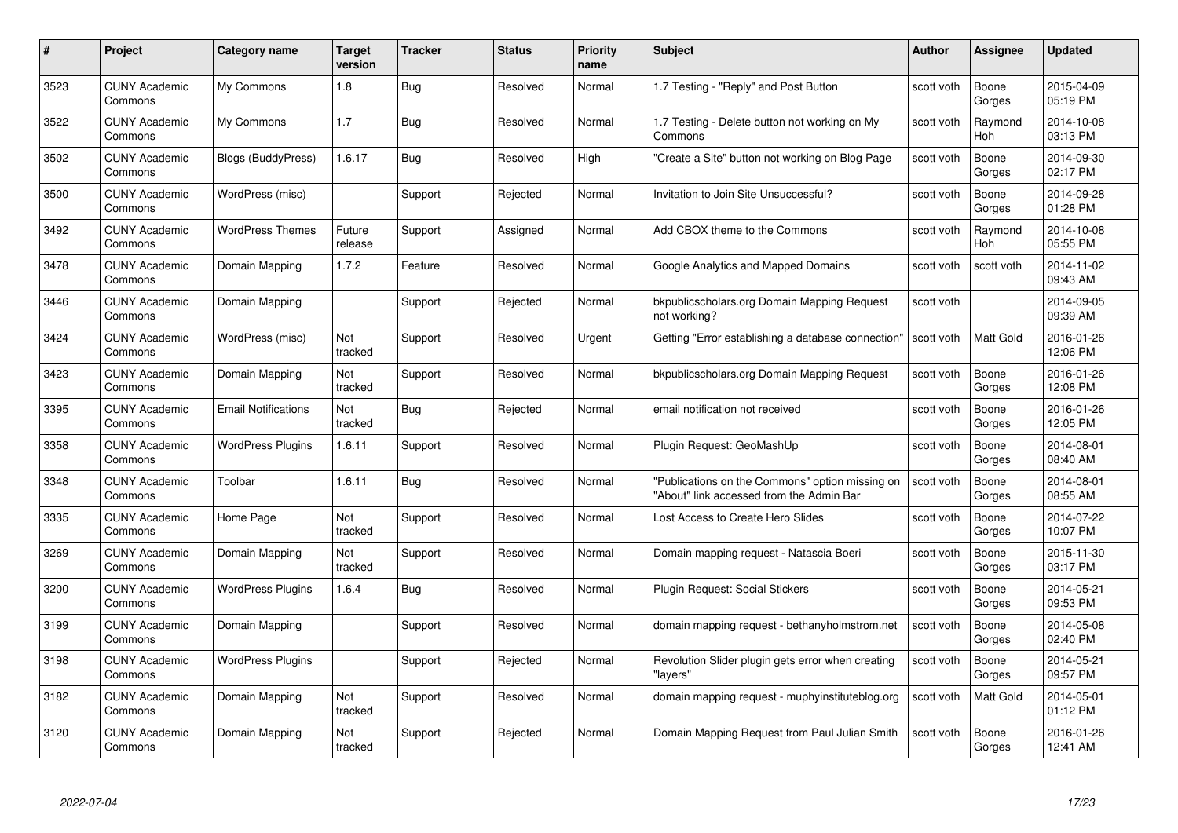| # | Project | Category name | Target version | Tracker | Status | Priority name | Subject | Author | Assignee | Updated |
|---|---|---|---|---|---|---|---|---|---|---|
| 3523 | CUNY Academic Commons | My Commons | 1.8 | Bug | Resolved | Normal | 1.7 Testing - "Reply" and Post Button | scott voth | Boone Gorges | 2015-04-09 05:19 PM |
| 3522 | CUNY Academic Commons | My Commons | 1.7 | Bug | Resolved | Normal | 1.7 Testing - Delete button not working on My Commons | scott voth | Raymond Hoh | 2014-10-08 03:13 PM |
| 3502 | CUNY Academic Commons | Blogs (BuddyPress) | 1.6.17 | Bug | Resolved | High | "Create a Site" button not working on Blog Page | scott voth | Boone Gorges | 2014-09-30 02:17 PM |
| 3500 | CUNY Academic Commons | WordPress (misc) | | Support | Rejected | Normal | Invitation to Join Site Unsuccessful? | scott voth | Boone Gorges | 2014-09-28 01:28 PM |
| 3492 | CUNY Academic Commons | WordPress Themes | Future release | Support | Assigned | Normal | Add CBOX theme to the Commons | scott voth | Raymond Hoh | 2014-10-08 05:55 PM |
| 3478 | CUNY Academic Commons | Domain Mapping | 1.7.2 | Feature | Resolved | Normal | Google Analytics and Mapped Domains | scott voth | scott voth | 2014-11-02 09:43 AM |
| 3446 | CUNY Academic Commons | Domain Mapping | | Support | Rejected | Normal | bkpublicscholars.org Domain Mapping Request not working? | scott voth | | 2014-09-05 09:39 AM |
| 3424 | CUNY Academic Commons | WordPress (misc) | Not tracked | Support | Resolved | Urgent | Getting "Error establishing a database connection" | scott voth | Matt Gold | 2016-01-26 12:06 PM |
| 3423 | CUNY Academic Commons | Domain Mapping | Not tracked | Support | Resolved | Normal | bkpublicscholars.org Domain Mapping Request | scott voth | Boone Gorges | 2016-01-26 12:08 PM |
| 3395 | CUNY Academic Commons | Email Notifications | Not tracked | Bug | Rejected | Normal | email notification not received | scott voth | Boone Gorges | 2016-01-26 12:05 PM |
| 3358 | CUNY Academic Commons | WordPress Plugins | 1.6.11 | Support | Resolved | Normal | Plugin Request: GeoMashUp | scott voth | Boone Gorges | 2014-08-01 08:40 AM |
| 3348 | CUNY Academic Commons | Toolbar | 1.6.11 | Bug | Resolved | Normal | "Publications on the Commons" option missing on "About" link accessed from the Admin Bar | scott voth | Boone Gorges | 2014-08-01 08:55 AM |
| 3335 | CUNY Academic Commons | Home Page | Not tracked | Support | Resolved | Normal | Lost Access to Create Hero Slides | scott voth | Boone Gorges | 2014-07-22 10:07 PM |
| 3269 | CUNY Academic Commons | Domain Mapping | Not tracked | Support | Resolved | Normal | Domain mapping request - Natascia Boeri | scott voth | Boone Gorges | 2015-11-30 03:17 PM |
| 3200 | CUNY Academic Commons | WordPress Plugins | 1.6.4 | Bug | Resolved | Normal | Plugin Request: Social Stickers | scott voth | Boone Gorges | 2014-05-21 09:53 PM |
| 3199 | CUNY Academic Commons | Domain Mapping | | Support | Resolved | Normal | domain mapping request - bethanyholmstrom.net | scott voth | Boone Gorges | 2014-05-08 02:40 PM |
| 3198 | CUNY Academic Commons | WordPress Plugins | | Support | Rejected | Normal | Revolution Slider plugin gets error when creating "layers" | scott voth | Boone Gorges | 2014-05-21 09:57 PM |
| 3182 | CUNY Academic Commons | Domain Mapping | Not tracked | Support | Resolved | Normal | domain mapping request - muphyinstituteblog.org | scott voth | Matt Gold | 2014-05-01 01:12 PM |
| 3120 | CUNY Academic Commons | Domain Mapping | Not tracked | Support | Rejected | Normal | Domain Mapping Request from Paul Julian Smith | scott voth | Boone Gorges | 2016-01-26 12:41 AM |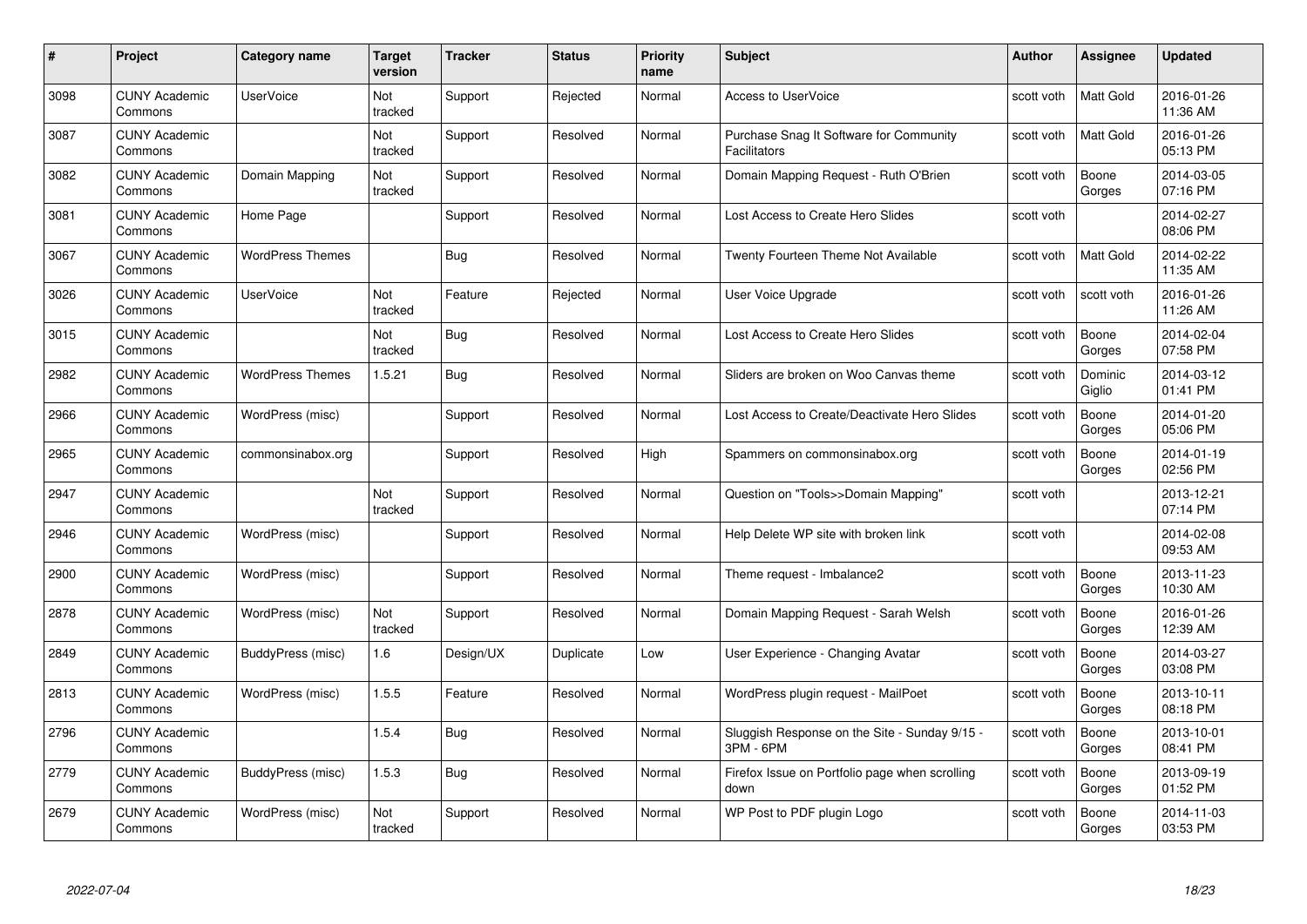| # | Project | Category name | Target version | Tracker | Status | Priority name | Subject | Author | Assignee | Updated |
|---|---|---|---|---|---|---|---|---|---|---|
| 3098 | CUNY Academic Commons | UserVoice | Not tracked | Support | Rejected | Normal | Access to UserVoice | scott voth | Matt Gold | 2016-01-26 11:36 AM |
| 3087 | CUNY Academic Commons | | Not tracked | Support | Resolved | Normal | Purchase Snag It Software for Community Facilitators | scott voth | Matt Gold | 2016-01-26 05:13 PM |
| 3082 | CUNY Academic Commons | Domain Mapping | Not tracked | Support | Resolved | Normal | Domain Mapping Request - Ruth O'Brien | scott voth | Boone Gorges | 2014-03-05 07:16 PM |
| 3081 | CUNY Academic Commons | Home Page | | Support | Resolved | Normal | Lost Access to Create Hero Slides | scott voth | | 2014-02-27 08:06 PM |
| 3067 | CUNY Academic Commons | WordPress Themes | | Bug | Resolved | Normal | Twenty Fourteen Theme Not Available | scott voth | Matt Gold | 2014-02-22 11:35 AM |
| 3026 | CUNY Academic Commons | UserVoice | Not tracked | Feature | Rejected | Normal | User Voice Upgrade | scott voth | scott voth | 2016-01-26 11:26 AM |
| 3015 | CUNY Academic Commons | | Not tracked | Bug | Resolved | Normal | Lost Access to Create Hero Slides | scott voth | Boone Gorges | 2014-02-04 07:58 PM |
| 2982 | CUNY Academic Commons | WordPress Themes | 1.5.21 | Bug | Resolved | Normal | Sliders are broken on Woo Canvas theme | scott voth | Dominic Giglio | 2014-03-12 01:41 PM |
| 2966 | CUNY Academic Commons | WordPress (misc) | | Support | Resolved | Normal | Lost Access to Create/Deactivate Hero Slides | scott voth | Boone Gorges | 2014-01-20 05:06 PM |
| 2965 | CUNY Academic Commons | commonsinabox.org | | Support | Resolved | High | Spammers on commonsinabox.org | scott voth | Boone Gorges | 2014-01-19 02:56 PM |
| 2947 | CUNY Academic Commons | | Not tracked | Support | Resolved | Normal | Question on "Tools>>Domain Mapping" | scott voth | | 2013-12-21 07:14 PM |
| 2946 | CUNY Academic Commons | WordPress (misc) | | Support | Resolved | Normal | Help Delete WP site with broken link | scott voth | | 2014-02-08 09:53 AM |
| 2900 | CUNY Academic Commons | WordPress (misc) | | Support | Resolved | Normal | Theme request - Imbalance2 | scott voth | Boone Gorges | 2013-11-23 10:30 AM |
| 2878 | CUNY Academic Commons | WordPress (misc) | Not tracked | Support | Resolved | Normal | Domain Mapping Request - Sarah Welsh | scott voth | Boone Gorges | 2016-01-26 12:39 AM |
| 2849 | CUNY Academic Commons | BuddyPress (misc) | 1.6 | Design/UX | Duplicate | Low | User Experience - Changing Avatar | scott voth | Boone Gorges | 2014-03-27 03:08 PM |
| 2813 | CUNY Academic Commons | WordPress (misc) | 1.5.5 | Feature | Resolved | Normal | WordPress plugin request - MailPoet | scott voth | Boone Gorges | 2013-10-11 08:18 PM |
| 2796 | CUNY Academic Commons | | 1.5.4 | Bug | Resolved | Normal | Sluggish Response on the Site - Sunday 9/15 - 3PM - 6PM | scott voth | Boone Gorges | 2013-10-01 08:41 PM |
| 2779 | CUNY Academic Commons | BuddyPress (misc) | 1.5.3 | Bug | Resolved | Normal | Firefox Issue on Portfolio page when scrolling down | scott voth | Boone Gorges | 2013-09-19 01:52 PM |
| 2679 | CUNY Academic Commons | WordPress (misc) | Not tracked | Support | Resolved | Normal | WP Post to PDF plugin Logo | scott voth | Boone Gorges | 2014-11-03 03:53 PM |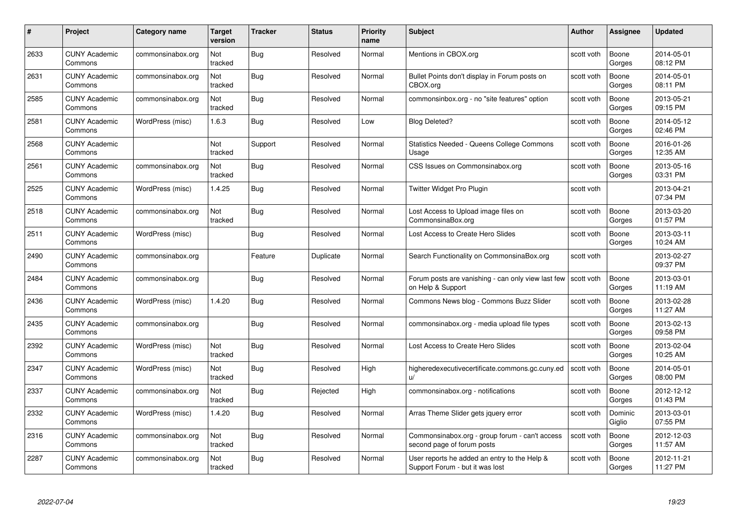| # | Project | Category name | Target version | Tracker | Status | Priority name | Subject | Author | Assignee | Updated |
|---|---|---|---|---|---|---|---|---|---|---|
| 2633 | CUNY Academic Commons | commonsinabox.org | Not tracked | Bug | Resolved | Normal | Mentions in CBOX.org | scott voth | Boone Gorges | 2014-05-01 08:12 PM |
| 2631 | CUNY Academic Commons | commonsinabox.org | Not tracked | Bug | Resolved | Normal | Bullet Points don't display in Forum posts on CBOX.org | scott voth | Boone Gorges | 2014-05-01 08:11 PM |
| 2585 | CUNY Academic Commons | commonsinabox.org | Not tracked | Bug | Resolved | Normal | commonsinbox.org - no "site features" option | scott voth | Boone Gorges | 2013-05-21 09:15 PM |
| 2581 | CUNY Academic Commons | WordPress (misc) | 1.6.3 | Bug | Resolved | Low | Blog Deleted? | scott voth | Boone Gorges | 2014-05-12 02:46 PM |
| 2568 | CUNY Academic Commons | | Not tracked | Support | Resolved | Normal | Statistics Needed - Queens College Commons Usage | scott voth | Boone Gorges | 2016-01-26 12:35 AM |
| 2561 | CUNY Academic Commons | commonsinabox.org | Not tracked | Bug | Resolved | Normal | CSS Issues on Commonsinabox.org | scott voth | Boone Gorges | 2013-05-16 03:31 PM |
| 2525 | CUNY Academic Commons | WordPress (misc) | 1.4.25 | Bug | Resolved | Normal | Twitter Widget Pro Plugin | scott voth | | 2013-04-21 07:34 PM |
| 2518 | CUNY Academic Commons | commonsinabox.org | Not tracked | Bug | Resolved | Normal | Lost Access to Upload image files on CommonsinaBox.org | scott voth | Boone Gorges | 2013-03-20 01:57 PM |
| 2511 | CUNY Academic Commons | WordPress (misc) | | Bug | Resolved | Normal | Lost Access to Create Hero Slides | scott voth | Boone Gorges | 2013-03-11 10:24 AM |
| 2490 | CUNY Academic Commons | commonsinabox.org | | Feature | Duplicate | Normal | Search Functionality on CommonsinaBox.org | scott voth | | 2013-02-27 09:37 PM |
| 2484 | CUNY Academic Commons | commonsinabox.org | | Bug | Resolved | Normal | Forum posts are vanishing - can only view last few on Help & Support | scott voth | Boone Gorges | 2013-03-01 11:19 AM |
| 2436 | CUNY Academic Commons | WordPress (misc) | 1.4.20 | Bug | Resolved | Normal | Commons News blog - Commons Buzz Slider | scott voth | Boone Gorges | 2013-02-28 11:27 AM |
| 2435 | CUNY Academic Commons | commonsinabox.org | | Bug | Resolved | Normal | commonsinabox.org - media upload file types | scott voth | Boone Gorges | 2013-02-13 09:58 PM |
| 2392 | CUNY Academic Commons | WordPress (misc) | Not tracked | Bug | Resolved | Normal | Lost Access to Create Hero Slides | scott voth | Boone Gorges | 2013-02-04 10:25 AM |
| 2347 | CUNY Academic Commons | WordPress (misc) | Not tracked | Bug | Resolved | High | higheredexecutivecertificate.commons.gc.cuny.edu/ | scott voth | Boone Gorges | 2014-05-01 08:00 PM |
| 2337 | CUNY Academic Commons | commonsinabox.org | Not tracked | Bug | Rejected | High | commonsinabox.org - notifications | scott voth | Boone Gorges | 2012-12-12 01:43 PM |
| 2332 | CUNY Academic Commons | WordPress (misc) | 1.4.20 | Bug | Resolved | Normal | Arras Theme Slider gets jquery error | scott voth | Dominic Giglio | 2013-03-01 07:55 PM |
| 2316 | CUNY Academic Commons | commonsinabox.org | Not tracked | Bug | Resolved | Normal | Commonsinabox.org - group forum - can't access second page of forum posts | scott voth | Boone Gorges | 2012-12-03 11:57 AM |
| 2287 | CUNY Academic Commons | commonsinabox.org | Not tracked | Bug | Resolved | Normal | User reports he added an entry to the Help & Support Forum - but it was lost | scott voth | Boone Gorges | 2012-11-21 11:27 PM |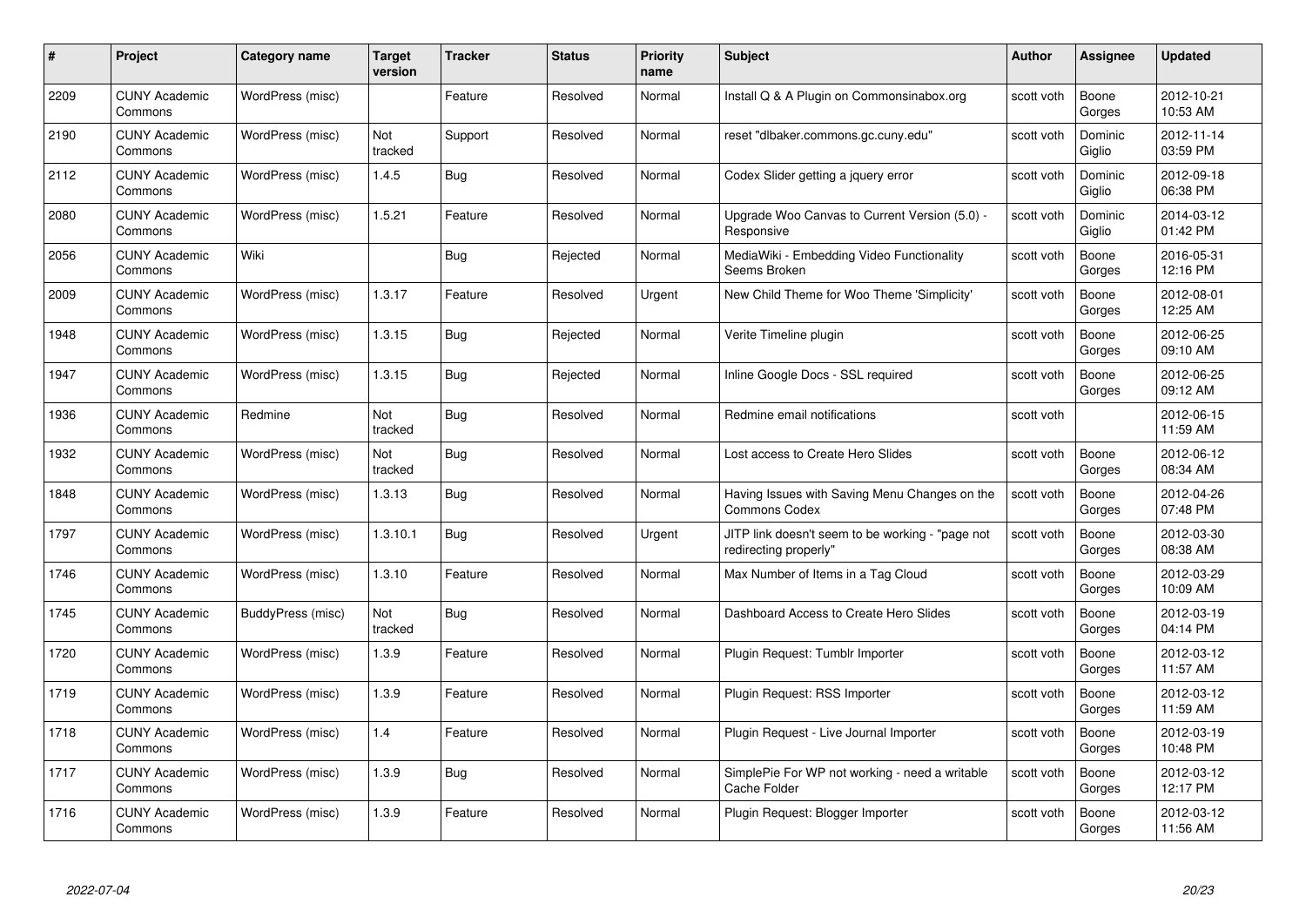| # | Project | Category name | Target version | Tracker | Status | Priority name | Subject | Author | Assignee | Updated |
|---|---|---|---|---|---|---|---|---|---|---|
| 2209 | CUNY Academic Commons | WordPress (misc) | | Feature | Resolved | Normal | Install Q & A Plugin on Commonsinabox.org | scott voth | Boone Gorges | 2012-10-21 10:53 AM |
| 2190 | CUNY Academic Commons | WordPress (misc) | Not tracked | Support | Resolved | Normal | reset "dlbaker.commons.gc.cuny.edu" | scott voth | Dominic Giglio | 2012-11-14 03:59 PM |
| 2112 | CUNY Academic Commons | WordPress (misc) | 1.4.5 | Bug | Resolved | Normal | Codex Slider getting a jquery error | scott voth | Dominic Giglio | 2012-09-18 06:38 PM |
| 2080 | CUNY Academic Commons | WordPress (misc) | 1.5.21 | Feature | Resolved | Normal | Upgrade Woo Canvas to Current Version (5.0) - Responsive | scott voth | Dominic Giglio | 2014-03-12 01:42 PM |
| 2056 | CUNY Academic Commons | Wiki | | Bug | Rejected | Normal | MediaWiki - Embedding Video Functionality Seems Broken | scott voth | Boone Gorges | 2016-05-31 12:16 PM |
| 2009 | CUNY Academic Commons | WordPress (misc) | 1.3.17 | Feature | Resolved | Urgent | New Child Theme for Woo Theme 'Simplicity' | scott voth | Boone Gorges | 2012-08-01 12:25 AM |
| 1948 | CUNY Academic Commons | WordPress (misc) | 1.3.15 | Bug | Rejected | Normal | Verite Timeline plugin | scott voth | Boone Gorges | 2012-06-25 09:10 AM |
| 1947 | CUNY Academic Commons | WordPress (misc) | 1.3.15 | Bug | Rejected | Normal | Inline Google Docs - SSL required | scott voth | Boone Gorges | 2012-06-25 09:12 AM |
| 1936 | CUNY Academic Commons | Redmine | Not tracked | Bug | Resolved | Normal | Redmine email notifications | scott voth | | 2012-06-15 11:59 AM |
| 1932 | CUNY Academic Commons | WordPress (misc) | Not tracked | Bug | Resolved | Normal | Lost access to Create Hero Slides | scott voth | Boone Gorges | 2012-06-12 08:34 AM |
| 1848 | CUNY Academic Commons | WordPress (misc) | 1.3.13 | Bug | Resolved | Normal | Having Issues with Saving Menu Changes on the Commons Codex | scott voth | Boone Gorges | 2012-04-26 07:48 PM |
| 1797 | CUNY Academic Commons | WordPress (misc) | 1.3.10.1 | Bug | Resolved | Urgent | JITP link doesn't seem to be working - "page not redirecting properly" | scott voth | Boone Gorges | 2012-03-30 08:38 AM |
| 1746 | CUNY Academic Commons | WordPress (misc) | 1.3.10 | Feature | Resolved | Normal | Max Number of Items in a Tag Cloud | scott voth | Boone Gorges | 2012-03-29 10:09 AM |
| 1745 | CUNY Academic Commons | BuddyPress (misc) | Not tracked | Bug | Resolved | Normal | Dashboard Access to Create Hero Slides | scott voth | Boone Gorges | 2012-03-19 04:14 PM |
| 1720 | CUNY Academic Commons | WordPress (misc) | 1.3.9 | Feature | Resolved | Normal | Plugin Request: Tumblr Importer | scott voth | Boone Gorges | 2012-03-12 11:57 AM |
| 1719 | CUNY Academic Commons | WordPress (misc) | 1.3.9 | Feature | Resolved | Normal | Plugin Request: RSS Importer | scott voth | Boone Gorges | 2012-03-12 11:59 AM |
| 1718 | CUNY Academic Commons | WordPress (misc) | 1.4 | Feature | Resolved | Normal | Plugin Request - Live Journal Importer | scott voth | Boone Gorges | 2012-03-19 10:48 PM |
| 1717 | CUNY Academic Commons | WordPress (misc) | 1.3.9 | Bug | Resolved | Normal | SimplePie For WP not working - need a writable Cache Folder | scott voth | Boone Gorges | 2012-03-12 12:17 PM |
| 1716 | CUNY Academic Commons | WordPress (misc) | 1.3.9 | Feature | Resolved | Normal | Plugin Request: Blogger Importer | scott voth | Boone Gorges | 2012-03-12 11:56 AM |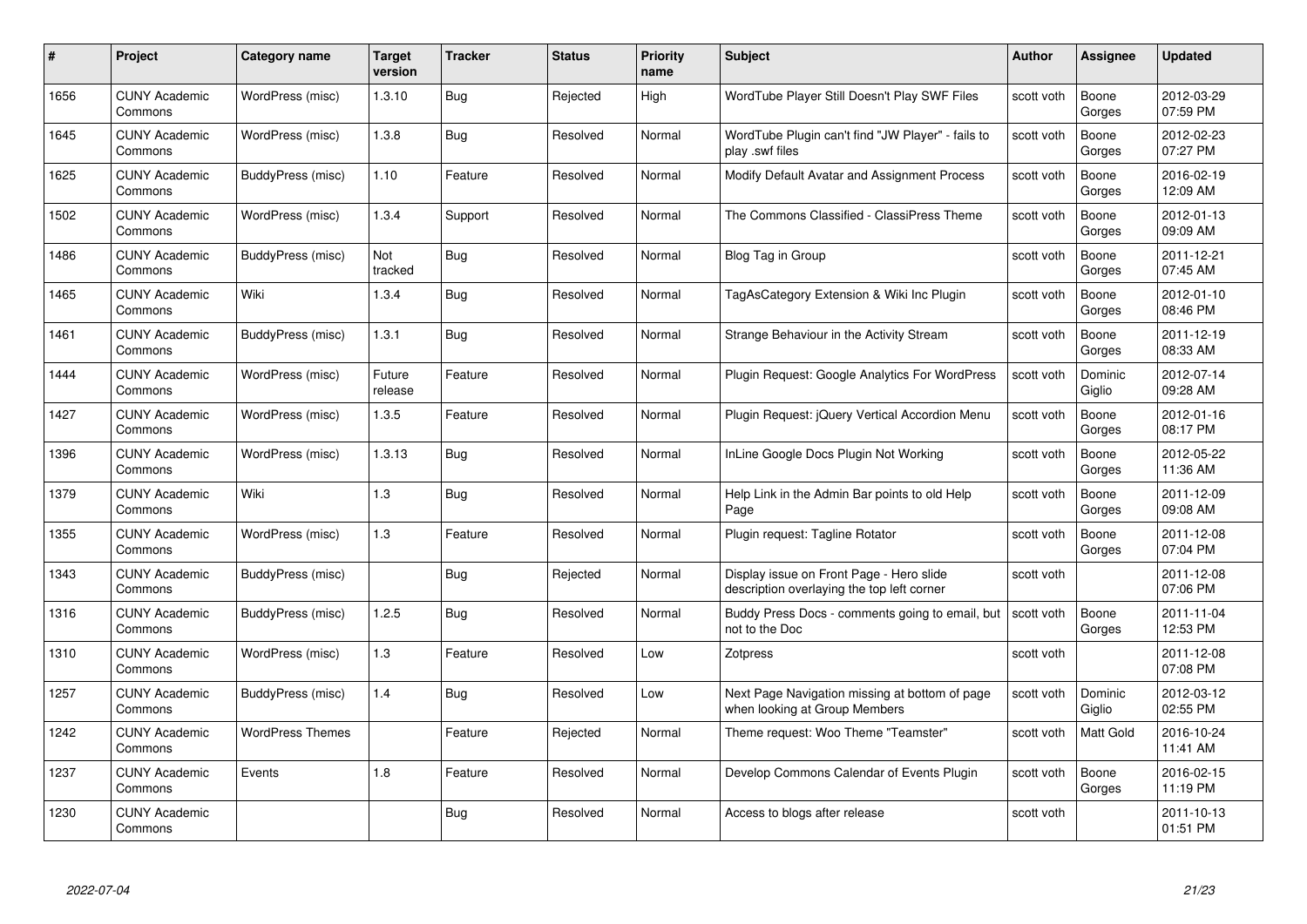| # | Project | Category name | Target version | Tracker | Status | Priority name | Subject | Author | Assignee | Updated |
|---|---|---|---|---|---|---|---|---|---|---|
| 1656 | CUNY Academic Commons | WordPress (misc) | 1.3.10 | Bug | Rejected | High | WordTube Player Still Doesn't Play SWF Files | scott voth | Boone Gorges | 2012-03-29 07:59 PM |
| 1645 | CUNY Academic Commons | WordPress (misc) | 1.3.8 | Bug | Resolved | Normal | WordTube Plugin can't find "JW Player" - fails to play .swf files | scott voth | Boone Gorges | 2012-02-23 07:27 PM |
| 1625 | CUNY Academic Commons | BuddyPress (misc) | 1.10 | Feature | Resolved | Normal | Modify Default Avatar and Assignment Process | scott voth | Boone Gorges | 2016-02-19 12:09 AM |
| 1502 | CUNY Academic Commons | WordPress (misc) | 1.3.4 | Support | Resolved | Normal | The Commons Classified - ClassiPress Theme | scott voth | Boone Gorges | 2012-01-13 09:09 AM |
| 1486 | CUNY Academic Commons | BuddyPress (misc) | Not tracked | Bug | Resolved | Normal | Blog Tag in Group | scott voth | Boone Gorges | 2011-12-21 07:45 AM |
| 1465 | CUNY Academic Commons | Wiki | 1.3.4 | Bug | Resolved | Normal | TagAsCategory Extension & Wiki Inc Plugin | scott voth | Boone Gorges | 2012-01-10 08:46 PM |
| 1461 | CUNY Academic Commons | BuddyPress (misc) | 1.3.1 | Bug | Resolved | Normal | Strange Behaviour in the Activity Stream | scott voth | Boone Gorges | 2011-12-19 08:33 AM |
| 1444 | CUNY Academic Commons | WordPress (misc) | Future release | Feature | Resolved | Normal | Plugin Request: Google Analytics For WordPress | scott voth | Dominic Giglio | 2012-07-14 09:28 AM |
| 1427 | CUNY Academic Commons | WordPress (misc) | 1.3.5 | Feature | Resolved | Normal | Plugin Request: jQuery Vertical Accordion Menu | scott voth | Boone Gorges | 2012-01-16 08:17 PM |
| 1396 | CUNY Academic Commons | WordPress (misc) | 1.3.13 | Bug | Resolved | Normal | InLine Google Docs Plugin Not Working | scott voth | Boone Gorges | 2012-05-22 11:36 AM |
| 1379 | CUNY Academic Commons | Wiki | 1.3 | Bug | Resolved | Normal | Help Link in the Admin Bar points to old Help Page | scott voth | Boone Gorges | 2011-12-09 09:08 AM |
| 1355 | CUNY Academic Commons | WordPress (misc) | 1.3 | Feature | Resolved | Normal | Plugin request: Tagline Rotator | scott voth | Boone Gorges | 2011-12-08 07:04 PM |
| 1343 | CUNY Academic Commons | BuddyPress (misc) | | Bug | Rejected | Normal | Display issue on Front Page - Hero slide description overlaying the top left corner | scott voth | | 2011-12-08 07:06 PM |
| 1316 | CUNY Academic Commons | BuddyPress (misc) | 1.2.5 | Bug | Resolved | Normal | Buddy Press Docs - comments going to email, but not to the Doc | scott voth | Boone Gorges | 2011-11-04 12:53 PM |
| 1310 | CUNY Academic Commons | WordPress (misc) | 1.3 | Feature | Resolved | Low | Zotpress | scott voth | | 2011-12-08 07:08 PM |
| 1257 | CUNY Academic Commons | BuddyPress (misc) | 1.4 | Bug | Resolved | Low | Next Page Navigation missing at bottom of page when looking at Group Members | scott voth | Dominic Giglio | 2012-03-12 02:55 PM |
| 1242 | CUNY Academic Commons | WordPress Themes | | Feature | Rejected | Normal | Theme request: Woo Theme "Teamster" | scott voth | Matt Gold | 2016-10-24 11:41 AM |
| 1237 | CUNY Academic Commons | Events | 1.8 | Feature | Resolved | Normal | Develop Commons Calendar of Events Plugin | scott voth | Boone Gorges | 2016-02-15 11:19 PM |
| 1230 | CUNY Academic Commons | | | Bug | Resolved | Normal | Access to blogs after release | scott voth | | 2011-10-13 01:51 PM |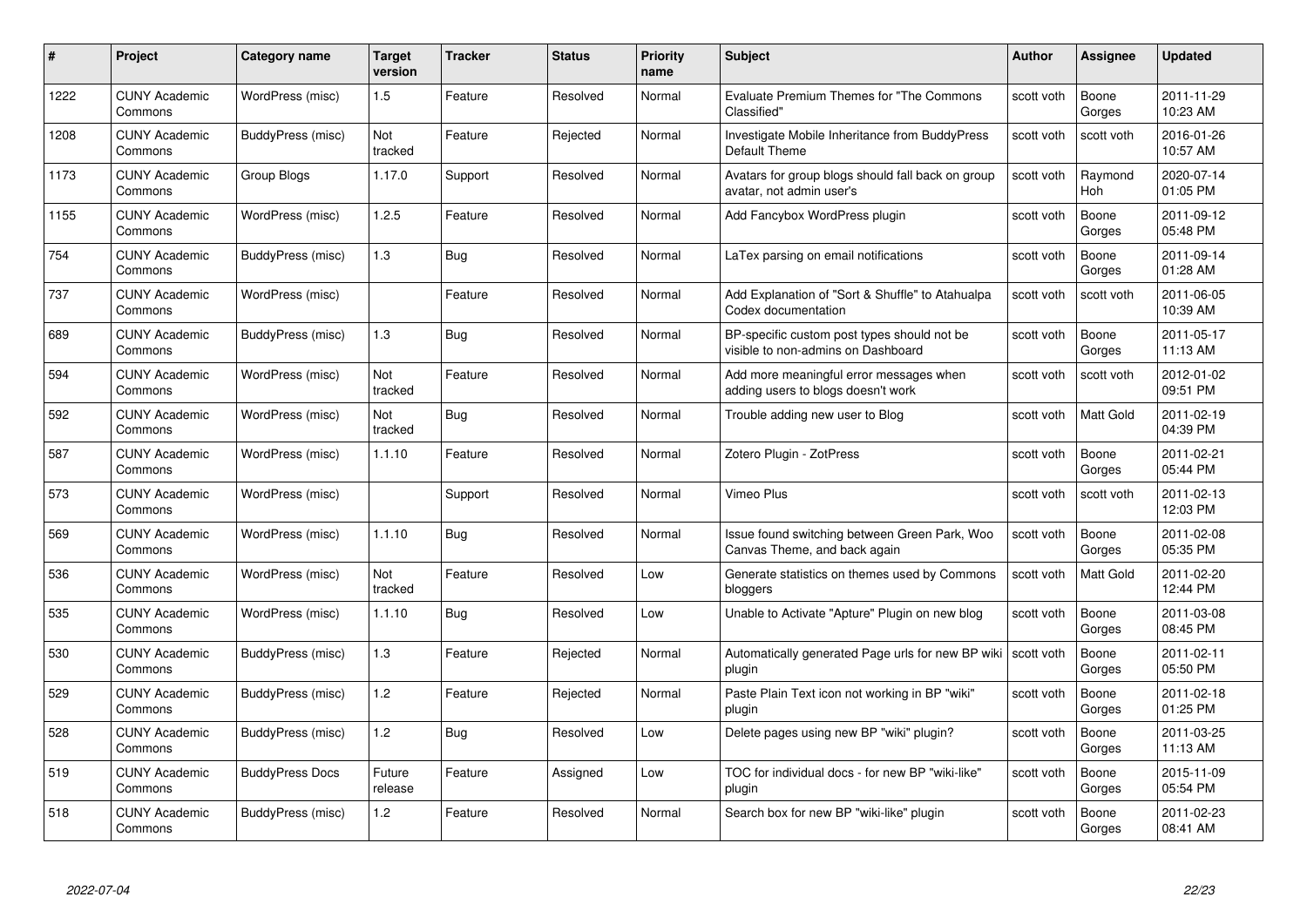| # | Project | Category name | Target version | Tracker | Status | Priority name | Subject | Author | Assignee | Updated |
|---|---|---|---|---|---|---|---|---|---|---|
| 1222 | CUNY Academic Commons | WordPress (misc) | 1.5 | Feature | Resolved | Normal | Evaluate Premium Themes for "The Commons Classified" | scott voth | Boone Gorges | 2011-11-29 10:23 AM |
| 1208 | CUNY Academic Commons | BuddyPress (misc) | Not tracked | Feature | Rejected | Normal | Investigate Mobile Inheritance from BuddyPress Default Theme | scott voth | scott voth | 2016-01-26 10:57 AM |
| 1173 | CUNY Academic Commons | Group Blogs | 1.17.0 | Support | Resolved | Normal | Avatars for group blogs should fall back on group avatar, not admin user's | scott voth | Raymond Hoh | 2020-07-14 01:05 PM |
| 1155 | CUNY Academic Commons | WordPress (misc) | 1.2.5 | Feature | Resolved | Normal | Add Fancybox WordPress plugin | scott voth | Boone Gorges | 2011-09-12 05:48 PM |
| 754 | CUNY Academic Commons | BuddyPress (misc) | 1.3 | Bug | Resolved | Normal | LaTex parsing on email notifications | scott voth | Boone Gorges | 2011-09-14 01:28 AM |
| 737 | CUNY Academic Commons | WordPress (misc) | | Feature | Resolved | Normal | Add Explanation of "Sort & Shuffle" to Atahualpa Codex documentation | scott voth | scott voth | 2011-06-05 10:39 AM |
| 689 | CUNY Academic Commons | BuddyPress (misc) | 1.3 | Bug | Resolved | Normal | BP-specific custom post types should not be visible to non-admins on Dashboard | scott voth | Boone Gorges | 2011-05-17 11:13 AM |
| 594 | CUNY Academic Commons | WordPress (misc) | Not tracked | Feature | Resolved | Normal | Add more meaningful error messages when adding users to blogs doesn't work | scott voth | scott voth | 2012-01-02 09:51 PM |
| 592 | CUNY Academic Commons | WordPress (misc) | Not tracked | Bug | Resolved | Normal | Trouble adding new user to Blog | scott voth | Matt Gold | 2011-02-19 04:39 PM |
| 587 | CUNY Academic Commons | WordPress (misc) | 1.1.10 | Feature | Resolved | Normal | Zotero Plugin - ZotPress | scott voth | Boone Gorges | 2011-02-21 05:44 PM |
| 573 | CUNY Academic Commons | WordPress (misc) | | Support | Resolved | Normal | Vimeo Plus | scott voth | scott voth | 2011-02-13 12:03 PM |
| 569 | CUNY Academic Commons | WordPress (misc) | 1.1.10 | Bug | Resolved | Normal | Issue found switching between Green Park, Woo Canvas Theme, and back again | scott voth | Boone Gorges | 2011-02-08 05:35 PM |
| 536 | CUNY Academic Commons | WordPress (misc) | Not tracked | Feature | Resolved | Low | Generate statistics on themes used by Commons bloggers | scott voth | Matt Gold | 2011-02-20 12:44 PM |
| 535 | CUNY Academic Commons | WordPress (misc) | 1.1.10 | Bug | Resolved | Low | Unable to Activate "Apture" Plugin on new blog | scott voth | Boone Gorges | 2011-03-08 08:45 PM |
| 530 | CUNY Academic Commons | BuddyPress (misc) | 1.3 | Feature | Rejected | Normal | Automatically generated Page urls for new BP wiki plugin | scott voth | Boone Gorges | 2011-02-11 05:50 PM |
| 529 | CUNY Academic Commons | BuddyPress (misc) | 1.2 | Feature | Rejected | Normal | Paste Plain Text icon not working in BP "wiki" plugin | scott voth | Boone Gorges | 2011-02-18 01:25 PM |
| 528 | CUNY Academic Commons | BuddyPress (misc) | 1.2 | Bug | Resolved | Low | Delete pages using new BP "wiki" plugin? | scott voth | Boone Gorges | 2011-03-25 11:13 AM |
| 519 | CUNY Academic Commons | BuddyPress Docs | Future release | Feature | Assigned | Low | TOC for individual docs - for new BP "wiki-like" plugin | scott voth | Boone Gorges | 2015-11-09 05:54 PM |
| 518 | CUNY Academic Commons | BuddyPress (misc) | 1.2 | Feature | Resolved | Normal | Search box for new BP "wiki-like" plugin | scott voth | Boone Gorges | 2011-02-23 08:41 AM |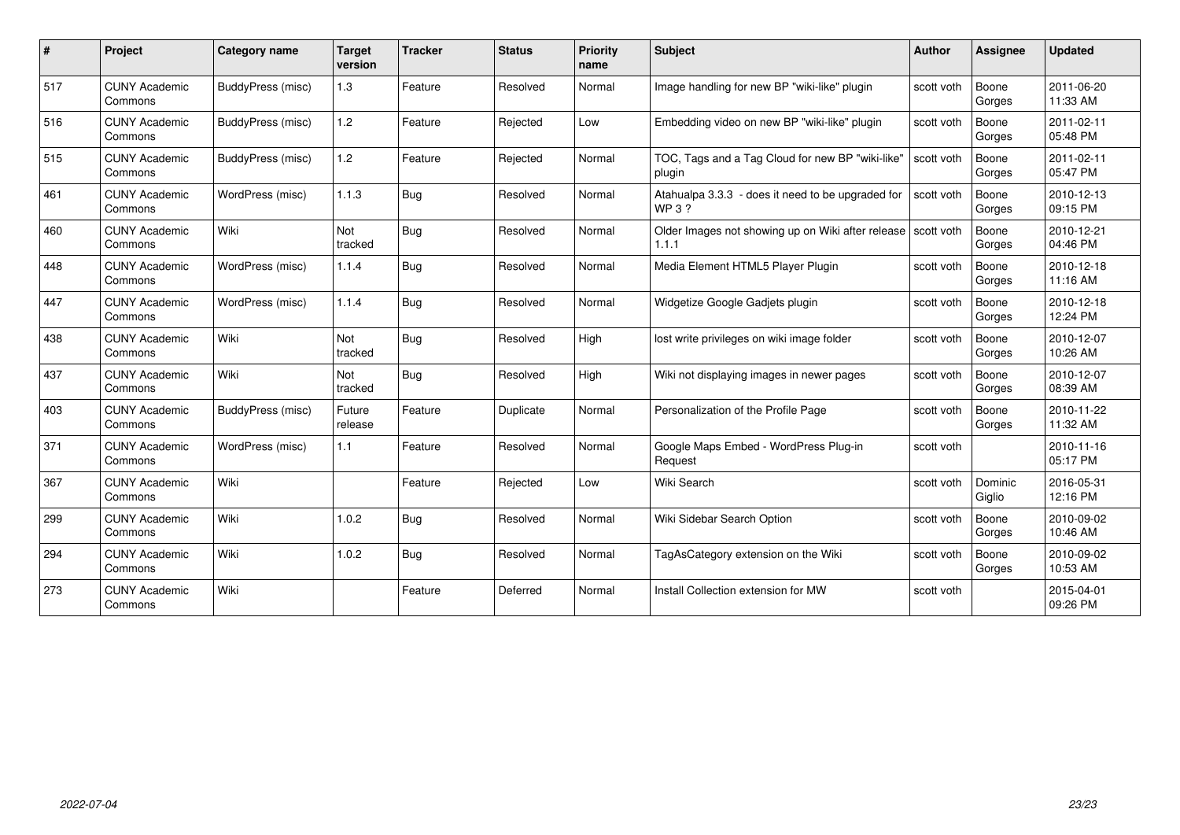| # | Project | Category name | Target version | Tracker | Status | Priority name | Subject | Author | Assignee | Updated |
|---|---|---|---|---|---|---|---|---|---|---|
| 517 | CUNY Academic Commons | BuddyPress (misc) | 1.3 | Feature | Resolved | Normal | Image handling for new BP "wiki-like" plugin | scott voth | Boone Gorges | 2011-06-20 11:33 AM |
| 516 | CUNY Academic Commons | BuddyPress (misc) | 1.2 | Feature | Rejected | Low | Embedding video on new BP "wiki-like" plugin | scott voth | Boone Gorges | 2011-02-11 05:48 PM |
| 515 | CUNY Academic Commons | BuddyPress (misc) | 1.2 | Feature | Rejected | Normal | TOC, Tags and a Tag Cloud for new BP "wiki-like" plugin | scott voth | Boone Gorges | 2011-02-11 05:47 PM |
| 461 | CUNY Academic Commons | WordPress (misc) | 1.1.3 | Bug | Resolved | Normal | Atahualpa 3.3.3 - does it need to be upgraded for WP 3 ? | scott voth | Boone Gorges | 2010-12-13 09:15 PM |
| 460 | CUNY Academic Commons | Wiki | Not tracked | Bug | Resolved | Normal | Older Images not showing up on Wiki after release 1.1.1 | scott voth | Boone Gorges | 2010-12-21 04:46 PM |
| 448 | CUNY Academic Commons | WordPress (misc) | 1.1.4 | Bug | Resolved | Normal | Media Element HTML5 Player Plugin | scott voth | Boone Gorges | 2010-12-18 11:16 AM |
| 447 | CUNY Academic Commons | WordPress (misc) | 1.1.4 | Bug | Resolved | Normal | Widgetize Google Gadjets plugin | scott voth | Boone Gorges | 2010-12-18 12:24 PM |
| 438 | CUNY Academic Commons | Wiki | Not tracked | Bug | Resolved | High | lost write privileges on wiki image folder | scott voth | Boone Gorges | 2010-12-07 10:26 AM |
| 437 | CUNY Academic Commons | Wiki | Not tracked | Bug | Resolved | High | Wiki not displaying images in newer pages | scott voth | Boone Gorges | 2010-12-07 08:39 AM |
| 403 | CUNY Academic Commons | BuddyPress (misc) | Future release | Feature | Duplicate | Normal | Personalization of the Profile Page | scott voth | Boone Gorges | 2010-11-22 11:32 AM |
| 371 | CUNY Academic Commons | WordPress (misc) | 1.1 | Feature | Resolved | Normal | Google Maps Embed - WordPress Plug-in Request | scott voth | | 2010-11-16 05:17 PM |
| 367 | CUNY Academic Commons | Wiki | | Feature | Rejected | Low | Wiki Search | scott voth | Dominic Giglio | 2016-05-31 12:16 PM |
| 299 | CUNY Academic Commons | Wiki | 1.0.2 | Bug | Resolved | Normal | Wiki Sidebar Search Option | scott voth | Boone Gorges | 2010-09-02 10:46 AM |
| 294 | CUNY Academic Commons | Wiki | 1.0.2 | Bug | Resolved | Normal | TagAsCategory extension on the Wiki | scott voth | Boone Gorges | 2010-09-02 10:53 AM |
| 273 | CUNY Academic Commons | Wiki | | Feature | Deferred | Normal | Install Collection extension for MW | scott voth | | 2015-04-01 09:26 PM |